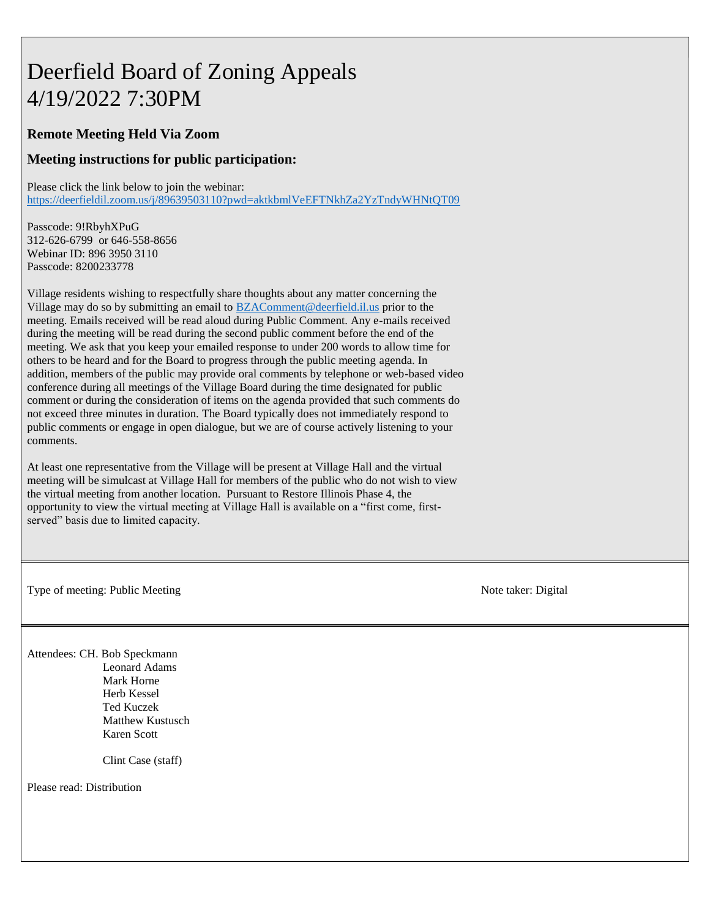# Deerfield Board of Zoning Appeals
# 4/19/2022 7:30PM

### Remote Meeting Held Via Zoom

### Meeting instructions for public participation:

Please click the link below to join the webinar:
https://deerfieldil.zoom.us/j/89639503110?pwd=aktkbmlVeEFTNkhZa2YzTndyWHNtQT09

Passcode: 9!RbyhXPuG
312-626-6799 or 646-558-8656
Webinar ID: 896 3950 3110
Passcode: 8200233778

Village residents wishing to respectfully share thoughts about any matter concerning the Village may do so by submitting an email to BZAComment@deerfield.il.us prior to the meeting. Emails received will be read aloud during Public Comment. Any e-mails received during the meeting will be read during the second public comment before the end of the meeting. We ask that you keep your emailed response to under 200 words to allow time for others to be heard and for the Board to progress through the public meeting agenda. In addition, members of the public may provide oral comments by telephone or web-based video conference during all meetings of the Village Board during the time designated for public comment or during the consideration of items on the agenda provided that such comments do not exceed three minutes in duration. The Board typically does not immediately respond to public comments or engage in open dialogue, but we are of course actively listening to your comments.

At least one representative from the Village will be present at Village Hall and the virtual meeting will be simulcast at Village Hall for members of the public who do not wish to view the virtual meeting from another location. Pursuant to Restore Illinois Phase 4, the opportunity to view the virtual meeting at Village Hall is available on a "first come, first-served" basis due to limited capacity.

---

Type of meeting: Public Meeting

Note taker: Digital

---

Attendees: CH. Bob Speckmann
Leonard Adams
Mark Horne
Herb Kessel
Ted Kuczek
Matthew Kustusch
Karen Scott

Clint Case (staff)

Please read: Distribution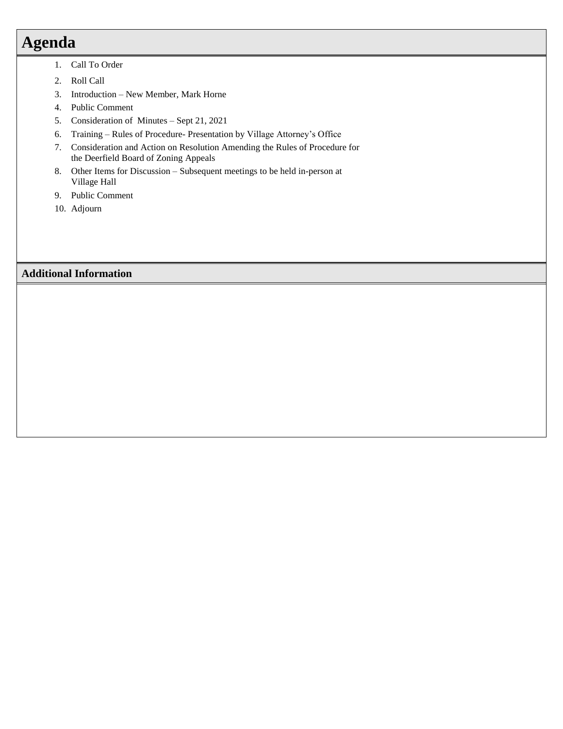# Agenda

1. Call To Order
2. Roll Call
3. Introduction – New Member, Mark Horne
4. Public Comment
5. Consideration of Minutes – Sept 21, 2021
6. Training – Rules of Procedure- Presentation by Village Attorney's Office
7. Consideration and Action on Resolution Amending the Rules of Procedure for the Deerfield Board of Zoning Appeals
8. Other Items for Discussion – Subsequent meetings to be held in-person at Village Hall
9. Public Comment
10. Adjourn

## Additional Information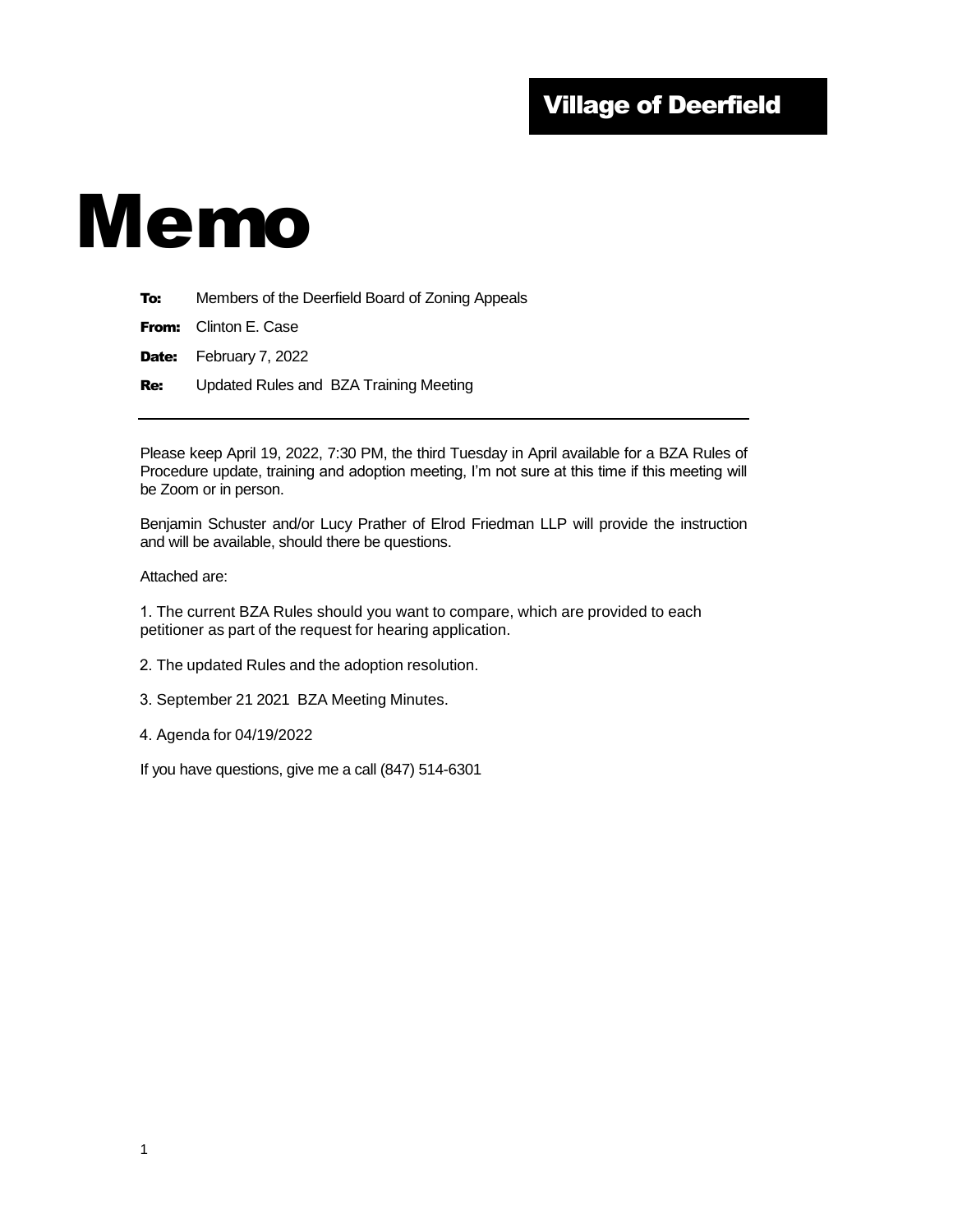**Village of Deerfield**

# Memo

**To:** Members of the Deerfield Board of Zoning Appeals

**From:** Clinton E. Case

**Date:** February 7, 2022

**Re:** Updated Rules and BZA Training Meeting

---

Please keep April 19, 2022, 7:30 PM, the third Tuesday in April available for a BZA Rules of Procedure update, training and adoption meeting, I'm not sure at this time if this meeting will be Zoom or in person.

Benjamin Schuster and/or Lucy Prather of Elrod Friedman LLP will provide the instruction and will be available, should there be questions.

Attached are:

1. The current BZA Rules should you want to compare, which are provided to each petitioner as part of the request for hearing application.

2. The updated Rules and the adoption resolution.

3. September 21 2021 BZA Meeting Minutes.

4. Agenda for 04/19/2022

If you have questions, give me a call (847) 514-6301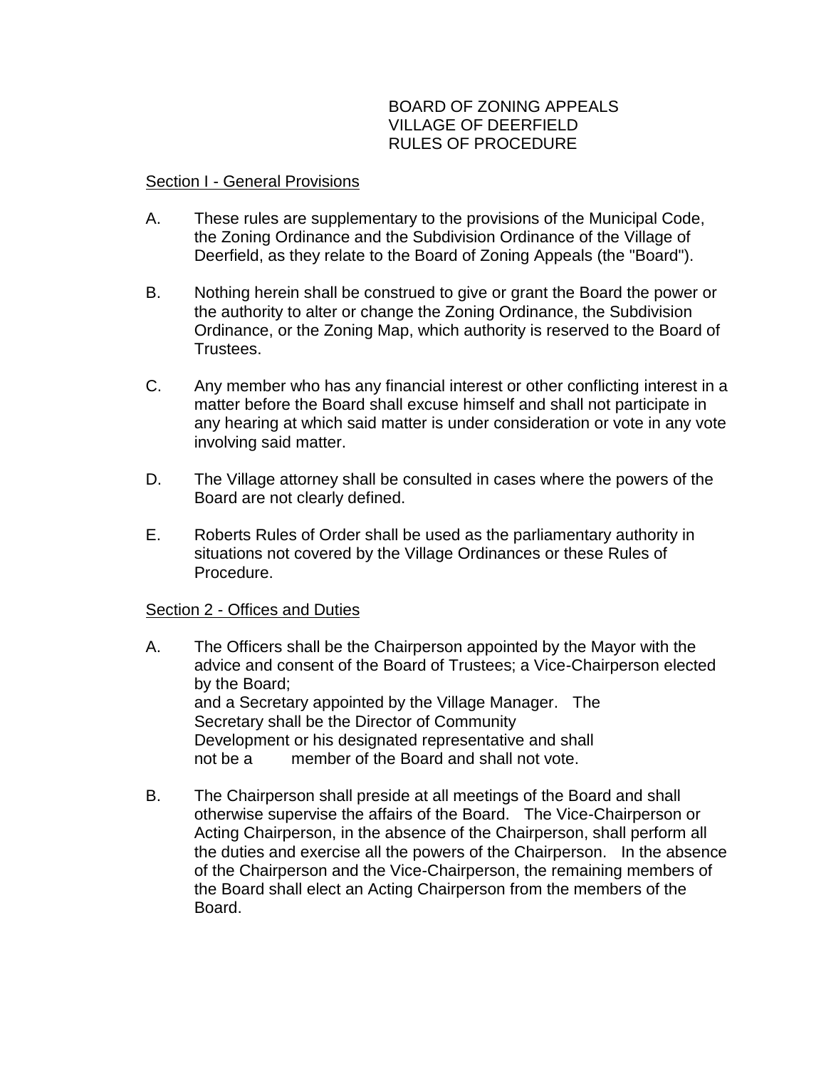# BOARD OF ZONING APPEALS
# VILLAGE OF DEERFIELD
# RULES OF PROCEDURE

## Section I - General Provisions

A. These rules are supplementary to the provisions of the Municipal Code, the Zoning Ordinance and the Subdivision Ordinance of the Village of Deerfield, as they relate to the Board of Zoning Appeals (the "Board").

B. Nothing herein shall be construed to give or grant the Board the power or the authority to alter or change the Zoning Ordinance, the Subdivision Ordinance, or the Zoning Map, which authority is reserved to the Board of Trustees.

C. Any member who has any financial interest or other conflicting interest in a matter before the Board shall excuse himself and shall not participate in any hearing at which said matter is under consideration or vote in any vote involving said matter.

D. The Village attorney shall be consulted in cases where the powers of the Board are not clearly defined.

E. Roberts Rules of Order shall be used as the parliamentary authority in situations not covered by the Village Ordinances or these Rules of Procedure.

## Section 2 - Offices and Duties

A. The Officers shall be the Chairperson appointed by the Mayor with the advice and consent of the Board of Trustees; a Vice-Chairperson elected by the Board; and a Secretary appointed by the Village Manager. The Secretary shall be the Director of Community Development or his designated representative and shall not be a member of the Board and shall not vote.

B. The Chairperson shall preside at all meetings of the Board and shall otherwise supervise the affairs of the Board. The Vice-Chairperson or Acting Chairperson, in the absence of the Chairperson, shall perform all the duties and exercise all the powers of the Chairperson. In the absence of the Chairperson and the Vice-Chairperson, the remaining members of the Board shall elect an Acting Chairperson from the members of the Board.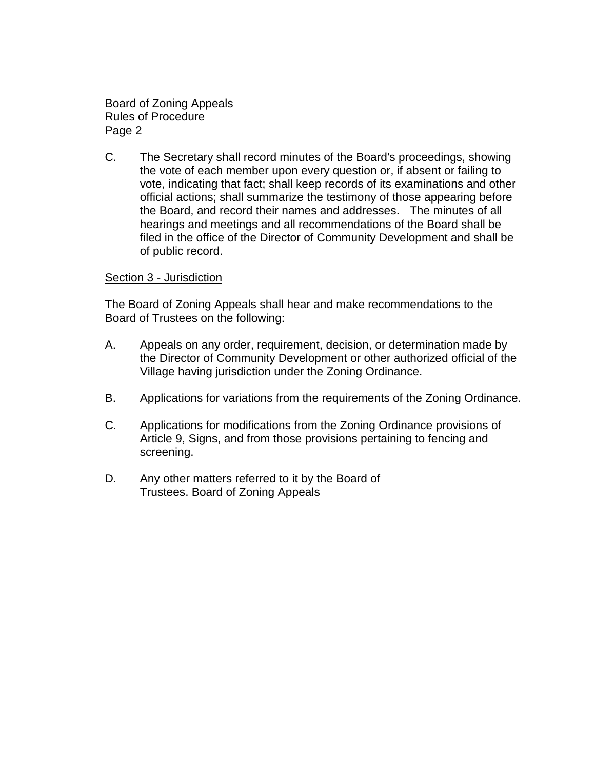C. The Secretary shall record minutes of the Board's proceedings, showing the vote of each member upon every question or, if absent or failing to vote, indicating that fact; shall keep records of its examinations and other official actions; shall summarize the testimony of those appearing before the Board, and record their names and addresses. The minutes of all hearings and meetings and all recommendations of the Board shall be filed in the office of the Director of Community Development and shall be of public record.

## Section 3 - Jurisdiction

The Board of Zoning Appeals shall hear and make recommendations to the Board of Trustees on the following:

A. Appeals on any order, requirement, decision, or determination made by the Director of Community Development or other authorized official of the Village having jurisdiction under the Zoning Ordinance.

B. Applications for variations from the requirements of the Zoning Ordinance.

C. Applications for modifications from the Zoning Ordinance provisions of Article 9, Signs, and from those provisions pertaining to fencing and screening.

D. Any other matters referred to it by the Board of Trustees. Board of Zoning Appeals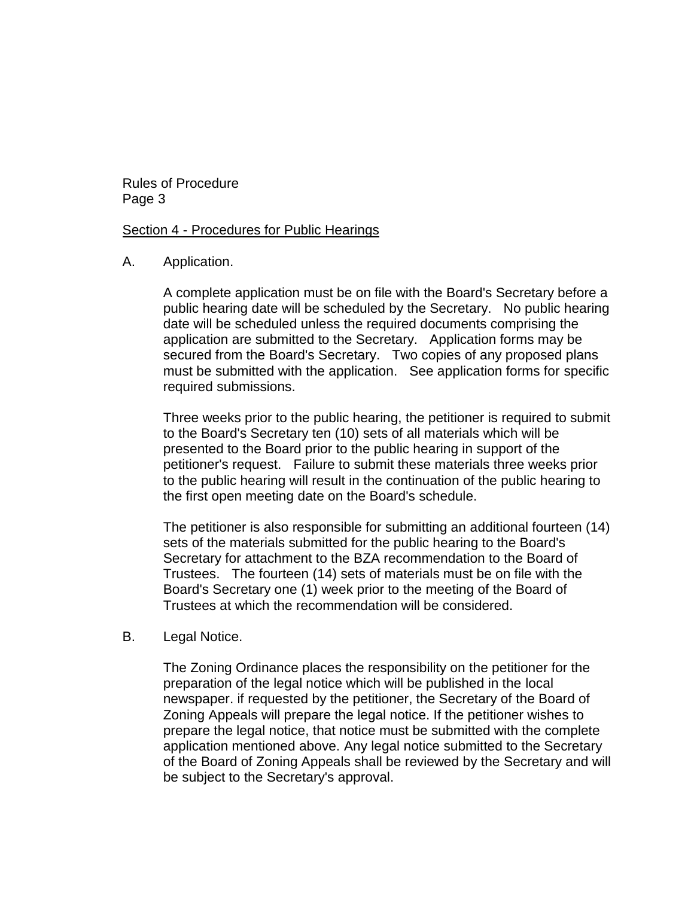Rules of Procedure
Page 3

## Section 4 - Procedures for Public Hearings

A. Application.

A complete application must be on file with the Board's Secretary before a public hearing date will be scheduled by the Secretary. No public hearing date will be scheduled unless the required documents comprising the application are submitted to the Secretary. Application forms may be secured from the Board's Secretary. Two copies of any proposed plans must be submitted with the application. See application forms for specific required submissions.

Three weeks prior to the public hearing, the petitioner is required to submit to the Board's Secretary ten (10) sets of all materials which will be presented to the Board prior to the public hearing in support of the petitioner's request. Failure to submit these materials three weeks prior to the public hearing will result in the continuation of the public hearing to the first open meeting date on the Board's schedule.

The petitioner is also responsible for submitting an additional fourteen (14) sets of the materials submitted for the public hearing to the Board's Secretary for attachment to the BZA recommendation to the Board of Trustees. The fourteen (14) sets of materials must be on file with the Board's Secretary one (1) week prior to the meeting of the Board of Trustees at which the recommendation will be considered.

B. Legal Notice.

The Zoning Ordinance places the responsibility on the petitioner for the preparation of the legal notice which will be published in the local newspaper. if requested by the petitioner, the Secretary of the Board of Zoning Appeals will prepare the legal notice. If the petitioner wishes to prepare the legal notice, that notice must be submitted with the complete application mentioned above. Any legal notice submitted to the Secretary of the Board of Zoning Appeals shall be reviewed by the Secretary and will be subject to the Secretary's approval.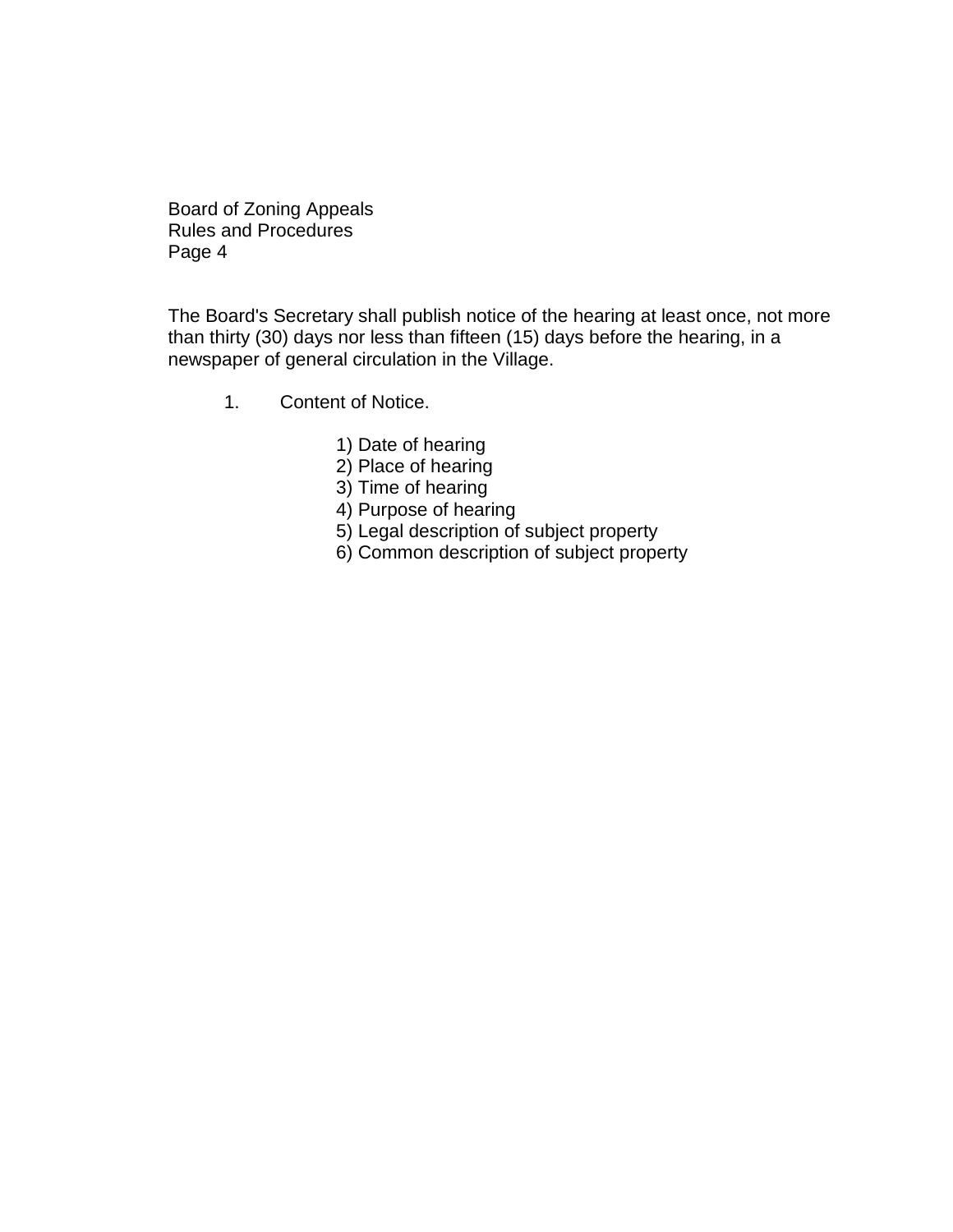The Board's Secretary shall publish notice of the hearing at least once, not more than thirty (30) days nor less than fifteen (15) days before the hearing, in a newspaper of general circulation in the Village.

1. Content of Notice.

    1) Date of hearing
    2) Place of hearing
    3) Time of hearing
    4) Purpose of hearing
    5) Legal description of subject property
    6) Common description of subject property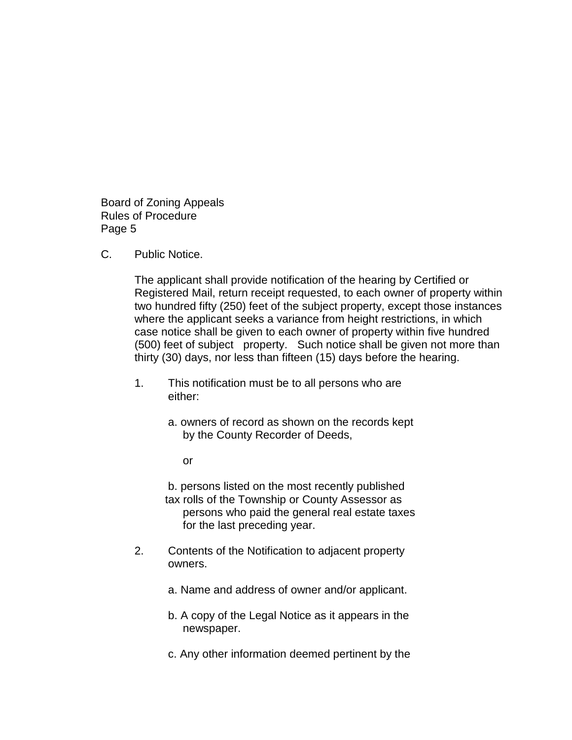C. Public Notice.

The applicant shall provide notification of the hearing by Certified or Registered Mail, return receipt requested, to each owner of property within two hundred fifty (250) feet of the subject property, except those instances where the applicant seeks a variance from height restrictions, in which case notice shall be given to each owner of property within five hundred (500) feet of subject property. Such notice shall be given not more than thirty (30) days, nor less than fifteen (15) days before the hearing.

1. This notification must be to all persons who are either:

   a. owners of record as shown on the records kept by the County Recorder of Deeds,

   or

   b. persons listed on the most recently published tax rolls of the Township or County Assessor as persons who paid the general real estate taxes for the last preceding year.

2. Contents of the Notification to adjacent property owners.

   a. Name and address of owner and/or applicant.

   b. A copy of the Legal Notice as it appears in the newspaper.

   c. Any other information deemed pertinent by the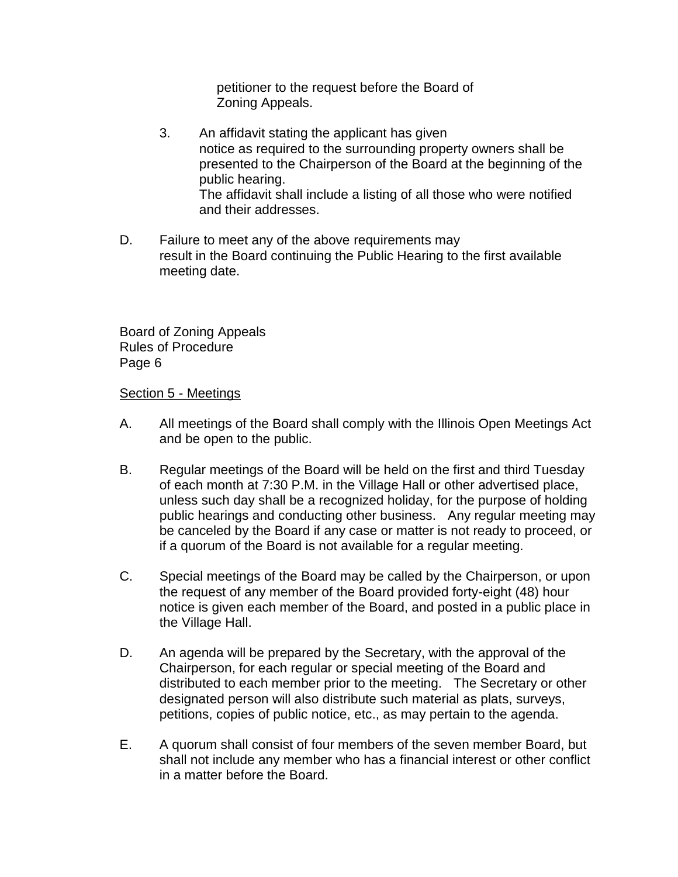petitioner to the request before the Board of Zoning Appeals.

3. An affidavit stating the applicant has given notice as required to the surrounding property owners shall be presented to the Chairperson of the Board at the beginning of the public hearing. The affidavit shall include a listing of all those who were notified and their addresses.

D. Failure to meet any of the above requirements may result in the Board continuing the Public Hearing to the first available meeting date.

Board of Zoning Appeals
Rules of Procedure
Page 6

<u>Section 5 - Meetings</u>

A. All meetings of the Board shall comply with the Illinois Open Meetings Act and be open to the public.

B. Regular meetings of the Board will be held on the first and third Tuesday of each month at 7:30 P.M. in the Village Hall or other advertised place, unless such day shall be a recognized holiday, for the purpose of holding public hearings and conducting other business. Any regular meeting may be canceled by the Board if any case or matter is not ready to proceed, or if a quorum of the Board is not available for a regular meeting.

C. Special meetings of the Board may be called by the Chairperson, or upon the request of any member of the Board provided forty-eight (48) hour notice is given each member of the Board, and posted in a public place in the Village Hall.

D. An agenda will be prepared by the Secretary, with the approval of the Chairperson, for each regular or special meeting of the Board and distributed to each member prior to the meeting. The Secretary or other designated person will also distribute such material as plats, surveys, petitions, copies of public notice, etc., as may pertain to the agenda.

E. A quorum shall consist of four members of the seven member Board, but shall not include any member who has a financial interest or other conflict in a matter before the Board.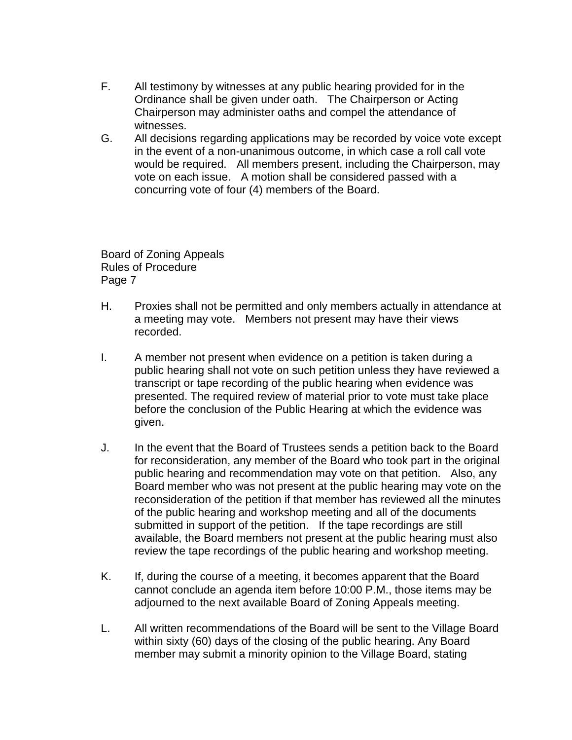F. All testimony by witnesses at any public hearing provided for in the Ordinance shall be given under oath. The Chairperson or Acting Chairperson may administer oaths and compel the attendance of witnesses.

G. All decisions regarding applications may be recorded by voice vote except in the event of a non-unanimous outcome, in which case a roll call vote would be required. All members present, including the Chairperson, may vote on each issue. A motion shall be considered passed with a concurring vote of four (4) members of the Board.

H. Proxies shall not be permitted and only members actually in attendance at a meeting may vote. Members not present may have their views recorded.

I. A member not present when evidence on a petition is taken during a public hearing shall not vote on such petition unless they have reviewed a transcript or tape recording of the public hearing when evidence was presented. The required review of material prior to vote must take place before the conclusion of the Public Hearing at which the evidence was given.

J. In the event that the Board of Trustees sends a petition back to the Board for reconsideration, any member of the Board who took part in the original public hearing and recommendation may vote on that petition. Also, any Board member who was not present at the public hearing may vote on the reconsideration of the petition if that member has reviewed all the minutes of the public hearing and workshop meeting and all of the documents submitted in support of the petition. If the tape recordings are still available, the Board members not present at the public hearing must also review the tape recordings of the public hearing and workshop meeting.

K. If, during the course of a meeting, it becomes apparent that the Board cannot conclude an agenda item before 10:00 P.M., those items may be adjourned to the next available Board of Zoning Appeals meeting.

L. All written recommendations of the Board will be sent to the Village Board within sixty (60) days of the closing of the public hearing. Any Board member may submit a minority opinion to the Village Board, stating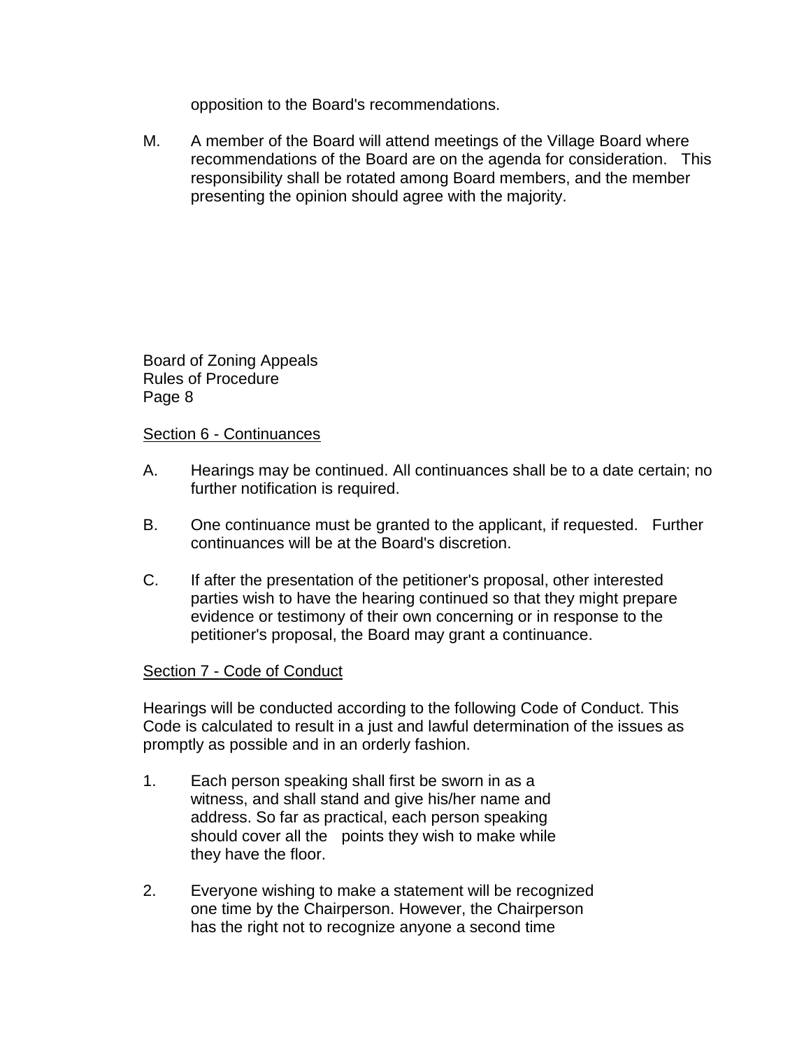opposition to the Board's recommendations.

M. A member of the Board will attend meetings of the Village Board where recommendations of the Board are on the agenda for consideration. This responsibility shall be rotated among Board members, and the member presenting the opinion should agree with the majority.

Section 6 - Continuances

A. Hearings may be continued. All continuances shall be to a date certain; no further notification is required.

B. One continuance must be granted to the applicant, if requested. Further continuances will be at the Board's discretion.

C. If after the presentation of the petitioner's proposal, other interested parties wish to have the hearing continued so that they might prepare evidence or testimony of their own concerning or in response to the petitioner's proposal, the Board may grant a continuance.

Section 7 - Code of Conduct

Hearings will be conducted according to the following Code of Conduct. This Code is calculated to result in a just and lawful determination of the issues as promptly as possible and in an orderly fashion.

1. Each person speaking shall first be sworn in as a witness, and shall stand and give his/her name and address. So far as practical, each person speaking should cover all the points they wish to make while they have the floor.

2. Everyone wishing to make a statement will be recognized one time by the Chairperson. However, the Chairperson has the right not to recognize anyone a second time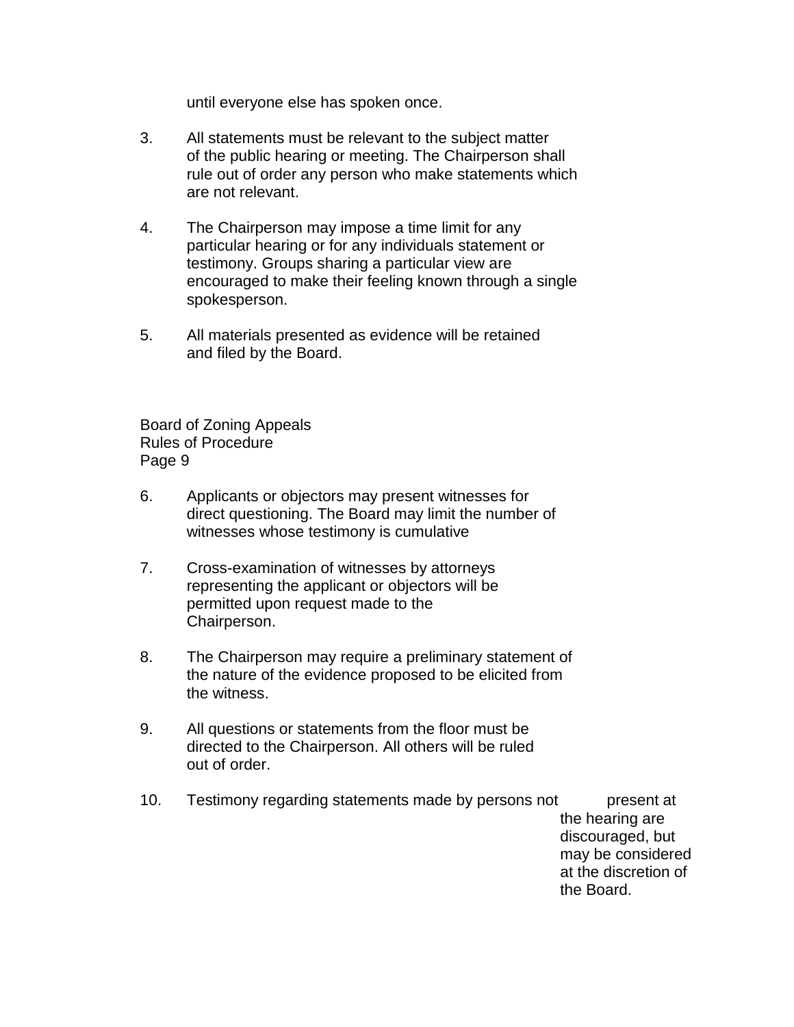until everyone else has spoken once.

3. All statements must be relevant to the subject matter of the public hearing or meeting. The Chairperson shall rule out of order any person who make statements which are not relevant.

4. The Chairperson may impose a time limit for any particular hearing or for any individuals statement or testimony. Groups sharing a particular view are encouraged to make their feeling known through a single spokesperson.

5. All materials presented as evidence will be retained and filed by the Board.

6. Applicants or objectors may present witnesses for direct questioning. The Board may limit the number of witnesses whose testimony is cumulative

7. Cross-examination of witnesses by attorneys representing the applicant or objectors will be permitted upon request made to the Chairperson.

8. The Chairperson may require a preliminary statement of the nature of the evidence proposed to be elicited from the witness.

9. All questions or statements from the floor must be directed to the Chairperson. All others will be ruled out of order.

10. Testimony regarding statements made by persons not present at the hearing are discouraged, but may be considered at the discretion of the Board.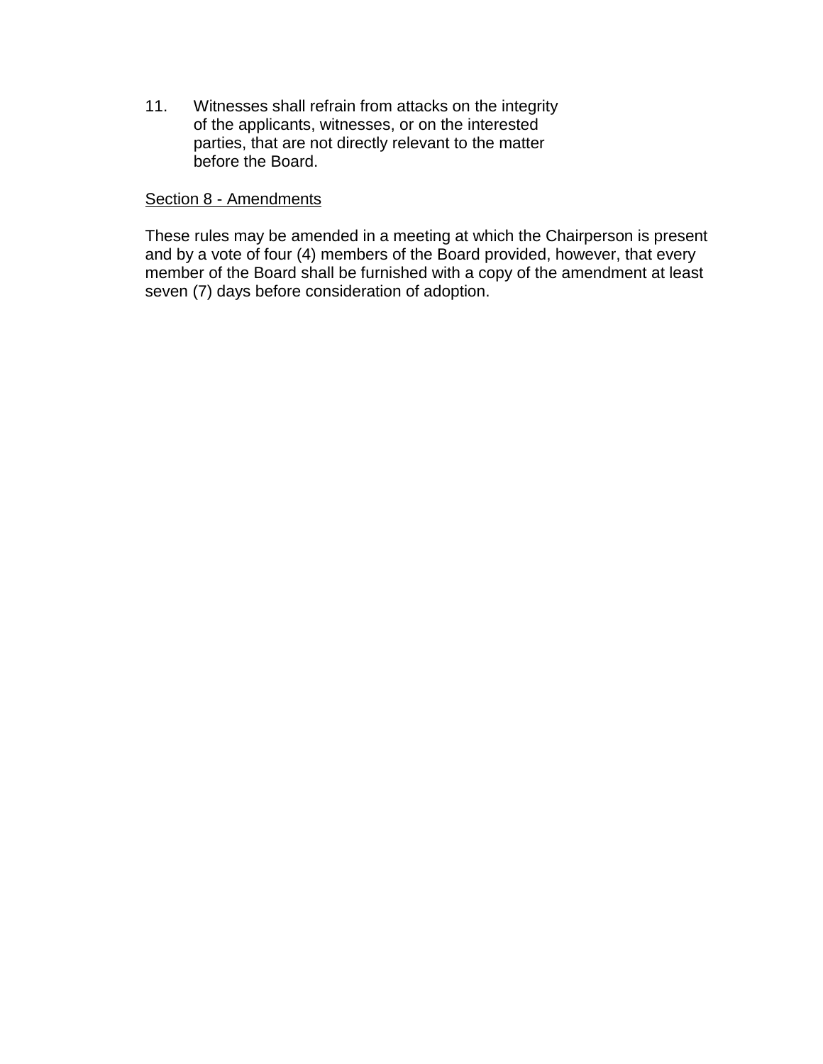11. Witnesses shall refrain from attacks on the integrity of the applicants, witnesses, or on the interested parties, that are not directly relevant to the matter before the Board.

Section 8 - Amendments

These rules may be amended in a meeting at which the Chairperson is present and by a vote of four (4) members of the Board provided, however, that every member of the Board shall be furnished with a copy of the amendment at least seven (7) days before consideration of adoption.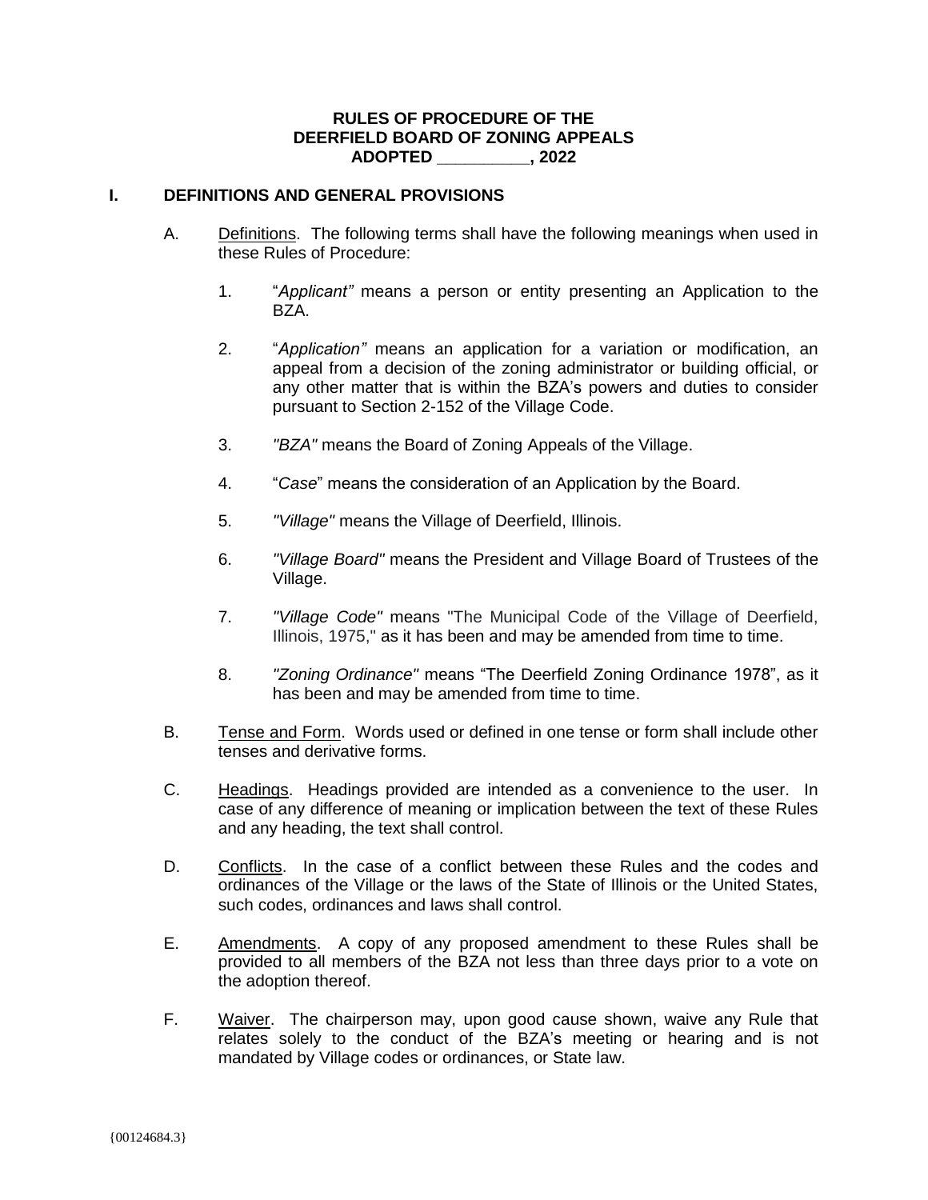**RULES OF PROCEDURE OF THE**
**DEERFIELD BOARD OF ZONING APPEALS**
**ADOPTED __________, 2022**

## I. DEFINITIONS AND GENERAL PROVISIONS

A. Definitions. The following terms shall have the following meanings when used in these Rules of Procedure:

1. "*Applicant"* means a person or entity presenting an Application to the BZA.

2. "*Application"* means an application for a variation or modification, an appeal from a decision of the zoning administrator or building official, or any other matter that is within the BZA's powers and duties to consider pursuant to Section 2-152 of the Village Code.

3. *"BZA"* means the Board of Zoning Appeals of the Village.

4. "*Case*" means the consideration of an Application by the Board.

5. *"Village"* means the Village of Deerfield, Illinois.

6. *"Village Board"* means the President and Village Board of Trustees of the Village.

7. *"Village Code"* means "The Municipal Code of the Village of Deerfield, Illinois, 1975," as it has been and may be amended from time to time.

8. *"Zoning Ordinance"* means "The Deerfield Zoning Ordinance 1978", as it has been and may be amended from time to time.

B. Tense and Form. Words used or defined in one tense or form shall include other tenses and derivative forms.

C. Headings. Headings provided are intended as a convenience to the user. In case of any difference of meaning or implication between the text of these Rules and any heading, the text shall control.

D. Conflicts. In the case of a conflict between these Rules and the codes and ordinances of the Village or the laws of the State of Illinois or the United States, such codes, ordinances and laws shall control.

E. Amendments. A copy of any proposed amendment to these Rules shall be provided to all members of the BZA not less than three days prior to a vote on the adoption thereof.

F. Waiver. The chairperson may, upon good cause shown, waive any Rule that relates solely to the conduct of the BZA's meeting or hearing and is not mandated by Village codes or ordinances, or State law.

{00124684.3}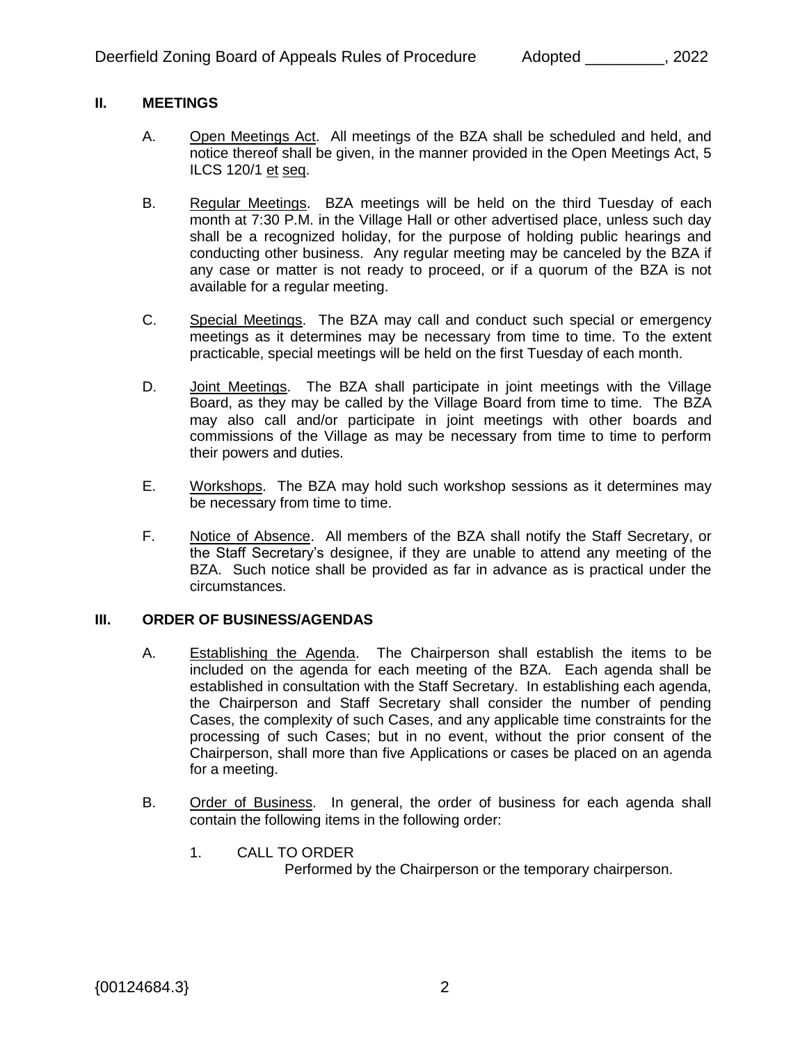## II. MEETINGS

A. Open Meetings Act. All meetings of the BZA shall be scheduled and held, and notice thereof shall be given, in the manner provided in the Open Meetings Act, 5 ILCS 120/1 et seq.

B. Regular Meetings. BZA meetings will be held on the third Tuesday of each month at 7:30 P.M. in the Village Hall or other advertised place, unless such day shall be a recognized holiday, for the purpose of holding public hearings and conducting other business. Any regular meeting may be canceled by the BZA if any case or matter is not ready to proceed, or if a quorum of the BZA is not available for a regular meeting.

C. Special Meetings. The BZA may call and conduct such special or emergency meetings as it determines may be necessary from time to time. To the extent practicable, special meetings will be held on the first Tuesday of each month.

D. Joint Meetings. The BZA shall participate in joint meetings with the Village Board, as they may be called by the Village Board from time to time. The BZA may also call and/or participate in joint meetings with other boards and commissions of the Village as may be necessary from time to time to perform their powers and duties.

E. Workshops. The BZA may hold such workshop sessions as it determines may be necessary from time to time.

F. Notice of Absence. All members of the BZA shall notify the Staff Secretary, or the Staff Secretary's designee, if they are unable to attend any meeting of the BZA. Such notice shall be provided as far in advance as is practical under the circumstances.

## III. ORDER OF BUSINESS/AGENDAS

A. Establishing the Agenda. The Chairperson shall establish the items to be included on the agenda for each meeting of the BZA. Each agenda shall be established in consultation with the Staff Secretary. In establishing each agenda, the Chairperson and Staff Secretary shall consider the number of pending Cases, the complexity of such Cases, and any applicable time constraints for the processing of such Cases; but in no event, without the prior consent of the Chairperson, shall more than five Applications or cases be placed on an agenda for a meeting.

B. Order of Business. In general, the order of business for each agenda shall contain the following items in the following order:

1. CALL TO ORDER

   Performed by the Chairperson or the temporary chairperson.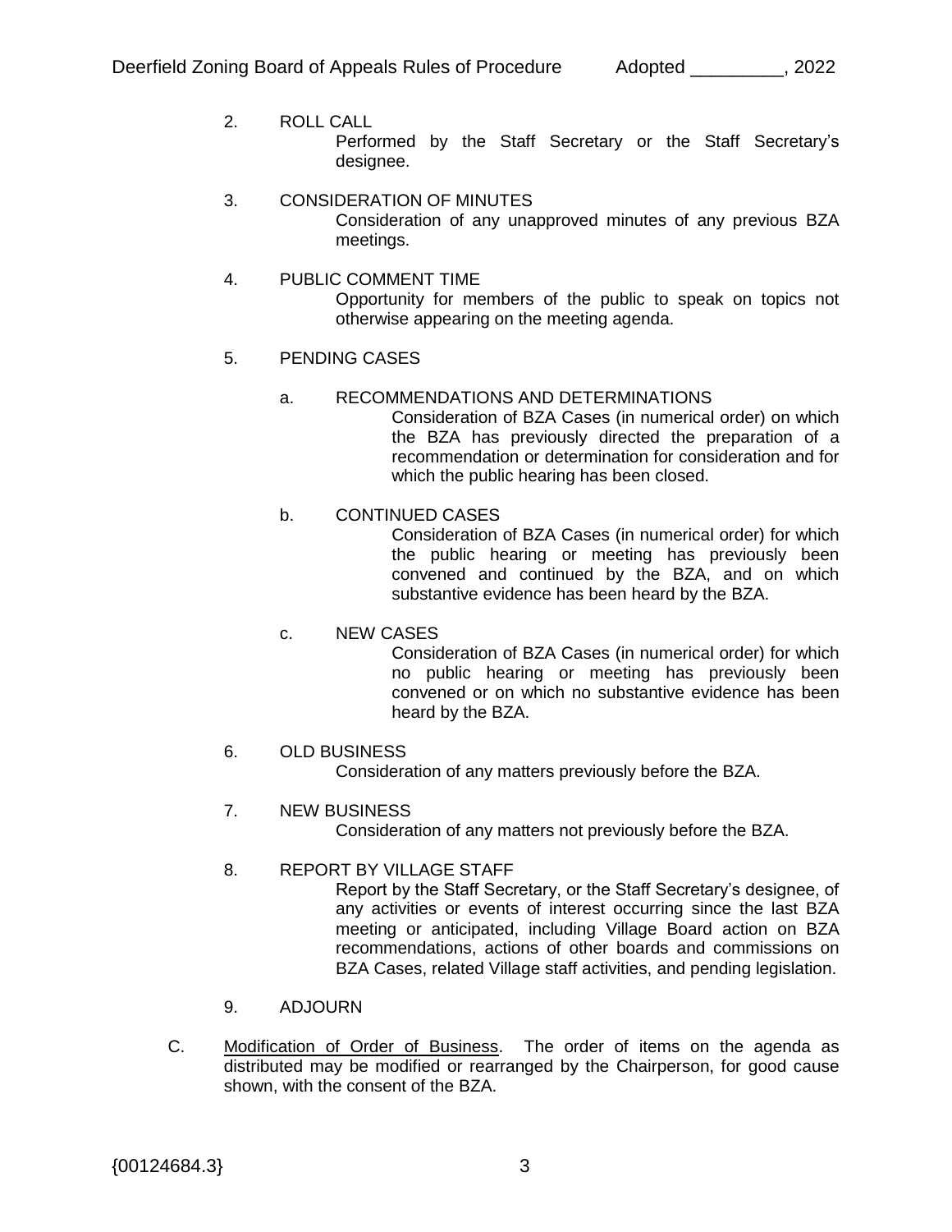2. ROLL CALL

   Performed by the Staff Secretary or the Staff Secretary's designee.

3. CONSIDERATION OF MINUTES

   Consideration of any unapproved minutes of any previous BZA meetings.

4. PUBLIC COMMENT TIME

   Opportunity for members of the public to speak on topics not otherwise appearing on the meeting agenda.

5. PENDING CASES

   a. RECOMMENDATIONS AND DETERMINATIONS

      Consideration of BZA Cases (in numerical order) on which the BZA has previously directed the preparation of a recommendation or determination for consideration and for which the public hearing has been closed.

   b. CONTINUED CASES

      Consideration of BZA Cases (in numerical order) for which the public hearing or meeting has previously been convened and continued by the BZA, and on which substantive evidence has been heard by the BZA.

   c. NEW CASES

      Consideration of BZA Cases (in numerical order) for which no public hearing or meeting has previously been convened or on which no substantive evidence has been heard by the BZA.

6. OLD BUSINESS

   Consideration of any matters previously before the BZA.

7. NEW BUSINESS

   Consideration of any matters not previously before the BZA.

8. REPORT BY VILLAGE STAFF

   Report by the Staff Secretary, or the Staff Secretary's designee, of any activities or events of interest occurring since the last BZA meeting or anticipated, including Village Board action on BZA recommendations, actions of other boards and commissions on BZA Cases, related Village staff activities, and pending legislation.

9. ADJOURN

C. <u>Modification of Order of Business</u>. The order of items on the agenda as distributed may be modified or rearranged by the Chairperson, for good cause shown, with the consent of the BZA.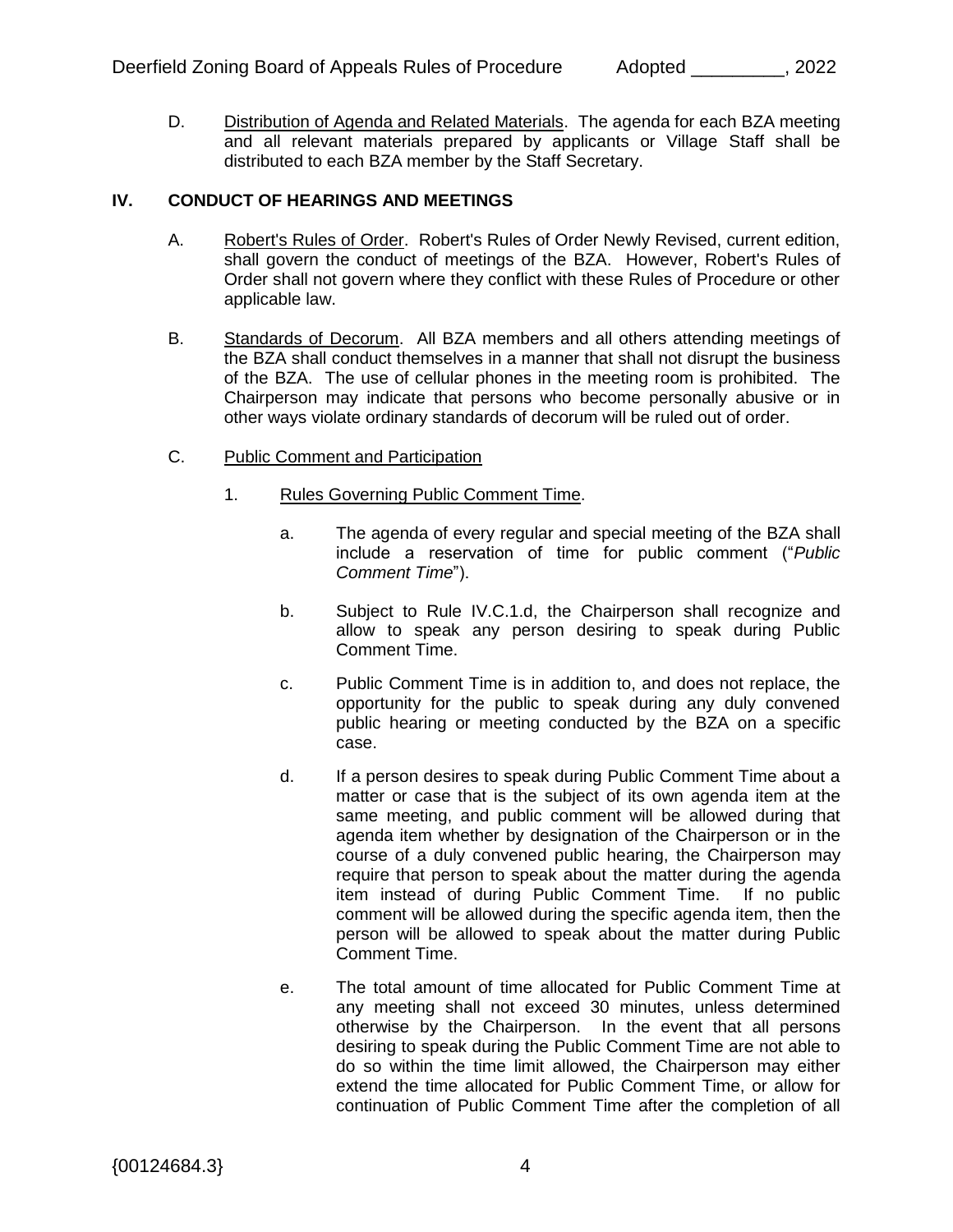D. Distribution of Agenda and Related Materials. The agenda for each BZA meeting and all relevant materials prepared by applicants or Village Staff shall be distributed to each BZA member by the Staff Secretary.

## IV. CONDUCT OF HEARINGS AND MEETINGS

A. Robert's Rules of Order. Robert's Rules of Order Newly Revised, current edition, shall govern the conduct of meetings of the BZA. However, Robert's Rules of Order shall not govern where they conflict with these Rules of Procedure or other applicable law.

B. Standards of Decorum. All BZA members and all others attending meetings of the BZA shall conduct themselves in a manner that shall not disrupt the business of the BZA. The use of cellular phones in the meeting room is prohibited. The Chairperson may indicate that persons who become personally abusive or in other ways violate ordinary standards of decorum will be ruled out of order.

C. Public Comment and Participation

1. Rules Governing Public Comment Time.

a. The agenda of every regular and special meeting of the BZA shall include a reservation of time for public comment ("*Public Comment Time*").

b. Subject to Rule IV.C.1.d, the Chairperson shall recognize and allow to speak any person desiring to speak during Public Comment Time.

c. Public Comment Time is in addition to, and does not replace, the opportunity for the public to speak during any duly convened public hearing or meeting conducted by the BZA on a specific case.

d. If a person desires to speak during Public Comment Time about a matter or case that is the subject of its own agenda item at the same meeting, and public comment will be allowed during that agenda item whether by designation of the Chairperson or in the course of a duly convened public hearing, the Chairperson may require that person to speak about the matter during the agenda item instead of during Public Comment Time. If no public comment will be allowed during the specific agenda item, then the person will be allowed to speak about the matter during Public Comment Time.

e. The total amount of time allocated for Public Comment Time at any meeting shall not exceed 30 minutes, unless determined otherwise by the Chairperson. In the event that all persons desiring to speak during the Public Comment Time are not able to do so within the time limit allowed, the Chairperson may either extend the time allocated for Public Comment Time, or allow for continuation of Public Comment Time after the completion of all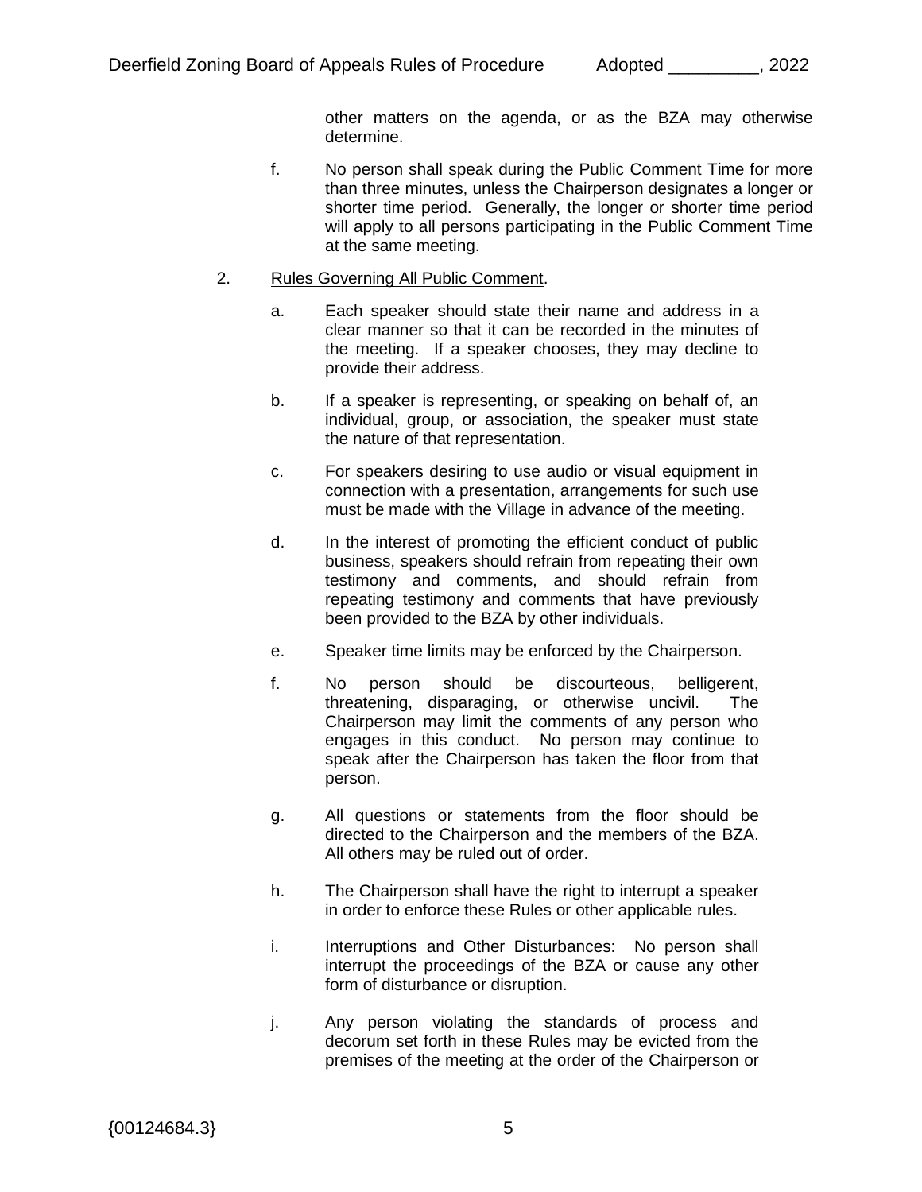other matters on the agenda, or as the BZA may otherwise determine.

f. No person shall speak during the Public Comment Time for more than three minutes, unless the Chairperson designates a longer or shorter time period. Generally, the longer or shorter time period will apply to all persons participating in the Public Comment Time at the same meeting.

2. Rules Governing All Public Comment.

a. Each speaker should state their name and address in a clear manner so that it can be recorded in the minutes of the meeting. If a speaker chooses, they may decline to provide their address.

b. If a speaker is representing, or speaking on behalf of, an individual, group, or association, the speaker must state the nature of that representation.

c. For speakers desiring to use audio or visual equipment in connection with a presentation, arrangements for such use must be made with the Village in advance of the meeting.

d. In the interest of promoting the efficient conduct of public business, speakers should refrain from repeating their own testimony and comments, and should refrain from repeating testimony and comments that have previously been provided to the BZA by other individuals.

e. Speaker time limits may be enforced by the Chairperson.

f. No person should be discourteous, belligerent, threatening, disparaging, or otherwise uncivil. The Chairperson may limit the comments of any person who engages in this conduct. No person may continue to speak after the Chairperson has taken the floor from that person.

g. All questions or statements from the floor should be directed to the Chairperson and the members of the BZA. All others may be ruled out of order.

h. The Chairperson shall have the right to interrupt a speaker in order to enforce these Rules or other applicable rules.

i. Interruptions and Other Disturbances: No person shall interrupt the proceedings of the BZA or cause any other form of disturbance or disruption.

j. Any person violating the standards of process and decorum set forth in these Rules may be evicted from the premises of the meeting at the order of the Chairperson or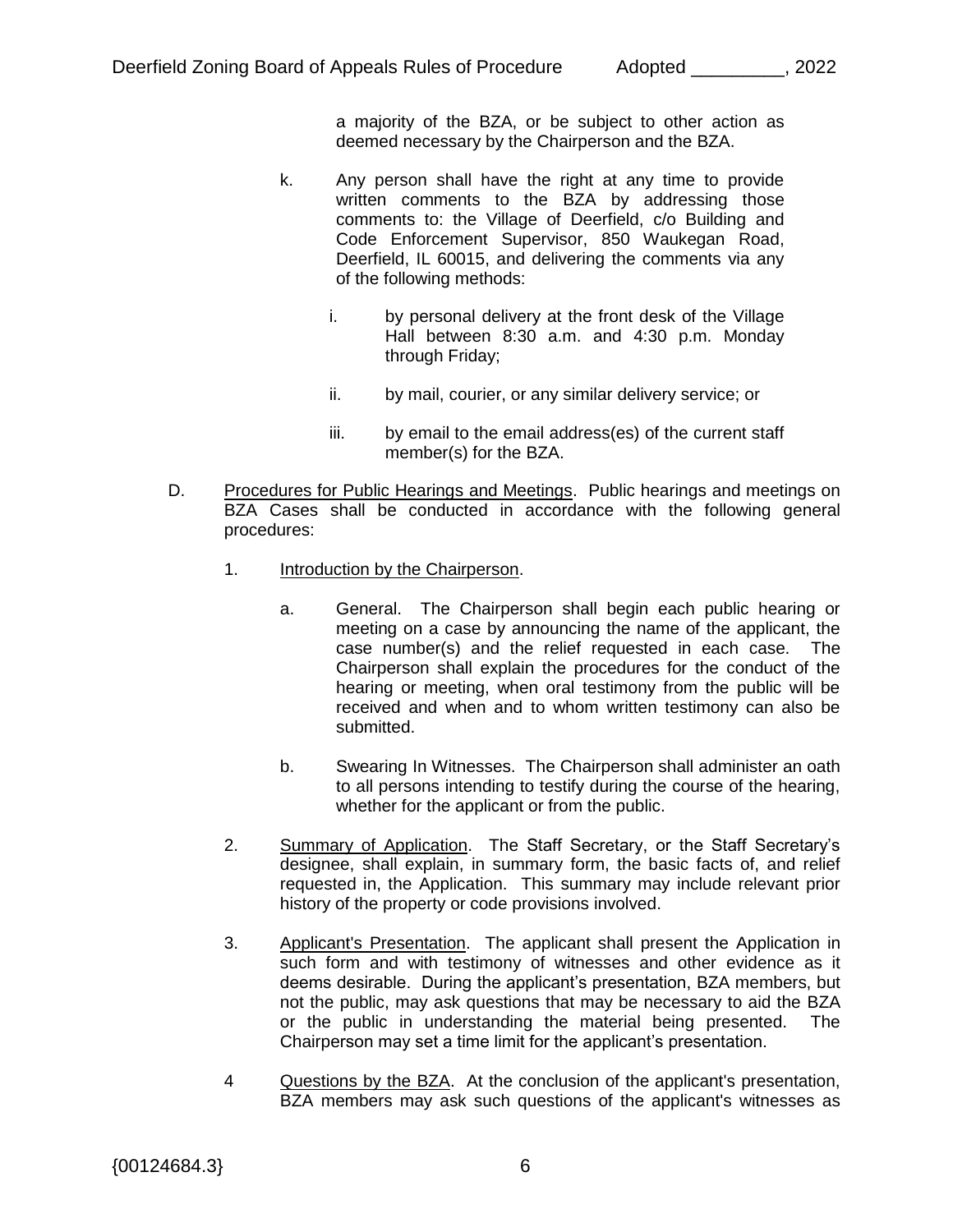a majority of the BZA, or be subject to other action as deemed necessary by the Chairperson and the BZA.

k. Any person shall have the right at any time to provide written comments to the BZA by addressing those comments to: the Village of Deerfield, c/o Building and Code Enforcement Supervisor, 850 Waukegan Road, Deerfield, IL 60015, and delivering the comments via any of the following methods:

   i. by personal delivery at the front desk of the Village Hall between 8:30 a.m. and 4:30 p.m. Monday through Friday;

   ii. by mail, courier, or any similar delivery service; or

   iii. by email to the email address(es) of the current staff member(s) for the BZA.

D. Procedures for Public Hearings and Meetings. Public hearings and meetings on BZA Cases shall be conducted in accordance with the following general procedures:

1. Introduction by the Chairperson.

   a. General. The Chairperson shall begin each public hearing or meeting on a case by announcing the name of the applicant, the case number(s) and the relief requested in each case. The Chairperson shall explain the procedures for the conduct of the hearing or meeting, when oral testimony from the public will be received and when and to whom written testimony can also be submitted.

   b. Swearing In Witnesses. The Chairperson shall administer an oath to all persons intending to testify during the course of the hearing, whether for the applicant or from the public.

2. Summary of Application. The Staff Secretary, or the Staff Secretary's designee, shall explain, in summary form, the basic facts of, and relief requested in, the Application. This summary may include relevant prior history of the property or code provisions involved.

3. Applicant's Presentation. The applicant shall present the Application in such form and with testimony of witnesses and other evidence as it deems desirable. During the applicant's presentation, BZA members, but not the public, may ask questions that may be necessary to aid the BZA or the public in understanding the material being presented. The Chairperson may set a time limit for the applicant's presentation.

4 Questions by the BZA. At the conclusion of the applicant's presentation, BZA members may ask such questions of the applicant's witnesses as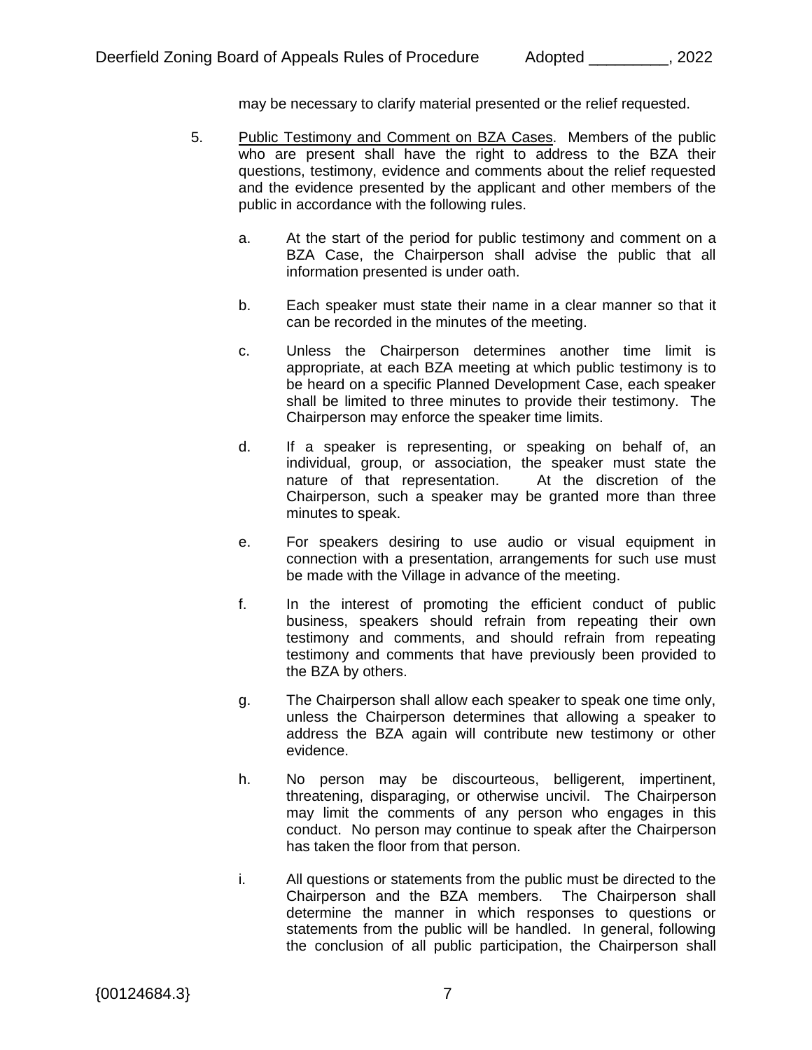may be necessary to clarify material presented or the relief requested.

5. Public Testimony and Comment on BZA Cases. Members of the public who are present shall have the right to address to the BZA their questions, testimony, evidence and comments about the relief requested and the evidence presented by the applicant and other members of the public in accordance with the following rules.

   a. At the start of the period for public testimony and comment on a BZA Case, the Chairperson shall advise the public that all information presented is under oath.

   b. Each speaker must state their name in a clear manner so that it can be recorded in the minutes of the meeting.

   c. Unless the Chairperson determines another time limit is appropriate, at each BZA meeting at which public testimony is to be heard on a specific Planned Development Case, each speaker shall be limited to three minutes to provide their testimony. The Chairperson may enforce the speaker time limits.

   d. If a speaker is representing, or speaking on behalf of, an individual, group, or association, the speaker must state the nature of that representation. At the discretion of the Chairperson, such a speaker may be granted more than three minutes to speak.

   e. For speakers desiring to use audio or visual equipment in connection with a presentation, arrangements for such use must be made with the Village in advance of the meeting.

   f. In the interest of promoting the efficient conduct of public business, speakers should refrain from repeating their own testimony and comments, and should refrain from repeating testimony and comments that have previously been provided to the BZA by others.

   g. The Chairperson shall allow each speaker to speak one time only, unless the Chairperson determines that allowing a speaker to address the BZA again will contribute new testimony or other evidence.

   h. No person may be discourteous, belligerent, impertinent, threatening, disparaging, or otherwise uncivil. The Chairperson may limit the comments of any person who engages in this conduct. No person may continue to speak after the Chairperson has taken the floor from that person.

   i. All questions or statements from the public must be directed to the Chairperson and the BZA members. The Chairperson shall determine the manner in which responses to questions or statements from the public will be handled. In general, following the conclusion of all public participation, the Chairperson shall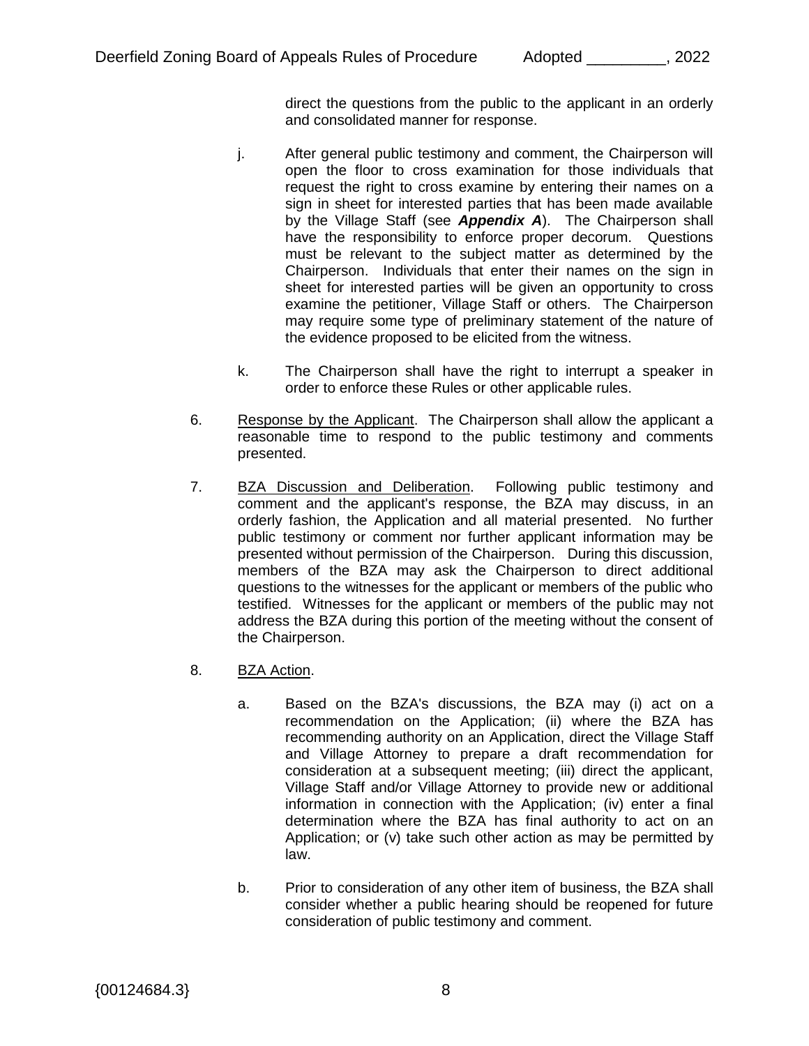direct the questions from the public to the applicant in an orderly and consolidated manner for response.

j. After general public testimony and comment, the Chairperson will open the floor to cross examination for those individuals that request the right to cross examine by entering their names on a sign in sheet for interested parties that has been made available by the Village Staff (see ***Appendix A***). The Chairperson shall have the responsibility to enforce proper decorum. Questions must be relevant to the subject matter as determined by the Chairperson. Individuals that enter their names on the sign in sheet for interested parties will be given an opportunity to cross examine the petitioner, Village Staff or others. The Chairperson may require some type of preliminary statement of the nature of the evidence proposed to be elicited from the witness.

k. The Chairperson shall have the right to interrupt a speaker in order to enforce these Rules or other applicable rules.

6. Response by the Applicant. The Chairperson shall allow the applicant a reasonable time to respond to the public testimony and comments presented.

7. BZA Discussion and Deliberation. Following public testimony and comment and the applicant's response, the BZA may discuss, in an orderly fashion, the Application and all material presented. No further public testimony or comment nor further applicant information may be presented without permission of the Chairperson. During this discussion, members of the BZA may ask the Chairperson to direct additional questions to the witnesses for the applicant or members of the public who testified. Witnesses for the applicant or members of the public may not address the BZA during this portion of the meeting without the consent of the Chairperson.

8. BZA Action.

a. Based on the BZA's discussions, the BZA may (i) act on a recommendation on the Application; (ii) where the BZA has recommending authority on an Application, direct the Village Staff and Village Attorney to prepare a draft recommendation for consideration at a subsequent meeting; (iii) direct the applicant, Village Staff and/or Village Attorney to provide new or additional information in connection with the Application; (iv) enter a final determination where the BZA has final authority to act on an Application; or (v) take such other action as may be permitted by law.

b. Prior to consideration of any other item of business, the BZA shall consider whether a public hearing should be reopened for future consideration of public testimony and comment.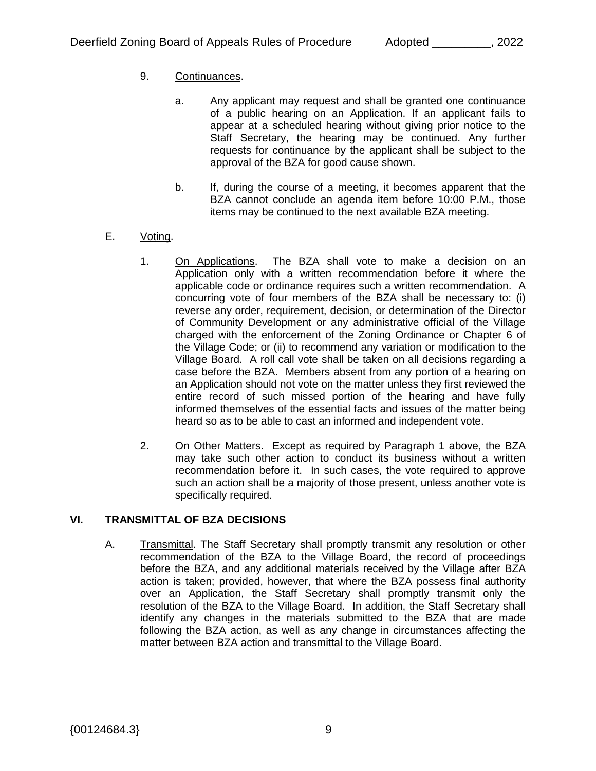9. Continuances.

   a. Any applicant may request and shall be granted one continuance of a public hearing on an Application. If an applicant fails to appear at a scheduled hearing without giving prior notice to the Staff Secretary, the hearing may be continued. Any further requests for continuance by the applicant shall be subject to the approval of the BZA for good cause shown.

   b. If, during the course of a meeting, it becomes apparent that the BZA cannot conclude an agenda item before 10:00 P.M., those items may be continued to the next available BZA meeting.

E. Voting.

   1. On Applications. The BZA shall vote to make a decision on an Application only with a written recommendation before it where the applicable code or ordinance requires such a written recommendation. A concurring vote of four members of the BZA shall be necessary to: (i) reverse any order, requirement, decision, or determination of the Director of Community Development or any administrative official of the Village charged with the enforcement of the Zoning Ordinance or Chapter 6 of the Village Code; or (ii) to recommend any variation or modification to the Village Board. A roll call vote shall be taken on all decisions regarding a case before the BZA. Members absent from any portion of a hearing on an Application should not vote on the matter unless they first reviewed the entire record of such missed portion of the hearing and have fully informed themselves of the essential facts and issues of the matter being heard so as to be able to cast an informed and independent vote.

   2. On Other Matters. Except as required by Paragraph 1 above, the BZA may take such other action to conduct its business without a written recommendation before it. In such cases, the vote required to approve such an action shall be a majority of those present, unless another vote is specifically required.

## VI. TRANSMITTAL OF BZA DECISIONS

A. Transmittal. The Staff Secretary shall promptly transmit any resolution or other recommendation of the BZA to the Village Board, the record of proceedings before the BZA, and any additional materials received by the Village after BZA action is taken; provided, however, that where the BZA possess final authority over an Application, the Staff Secretary shall promptly transmit only the resolution of the BZA to the Village Board. In addition, the Staff Secretary shall identify any changes in the materials submitted to the BZA that are made following the BZA action, as well as any change in circumstances affecting the matter between BZA action and transmittal to the Village Board.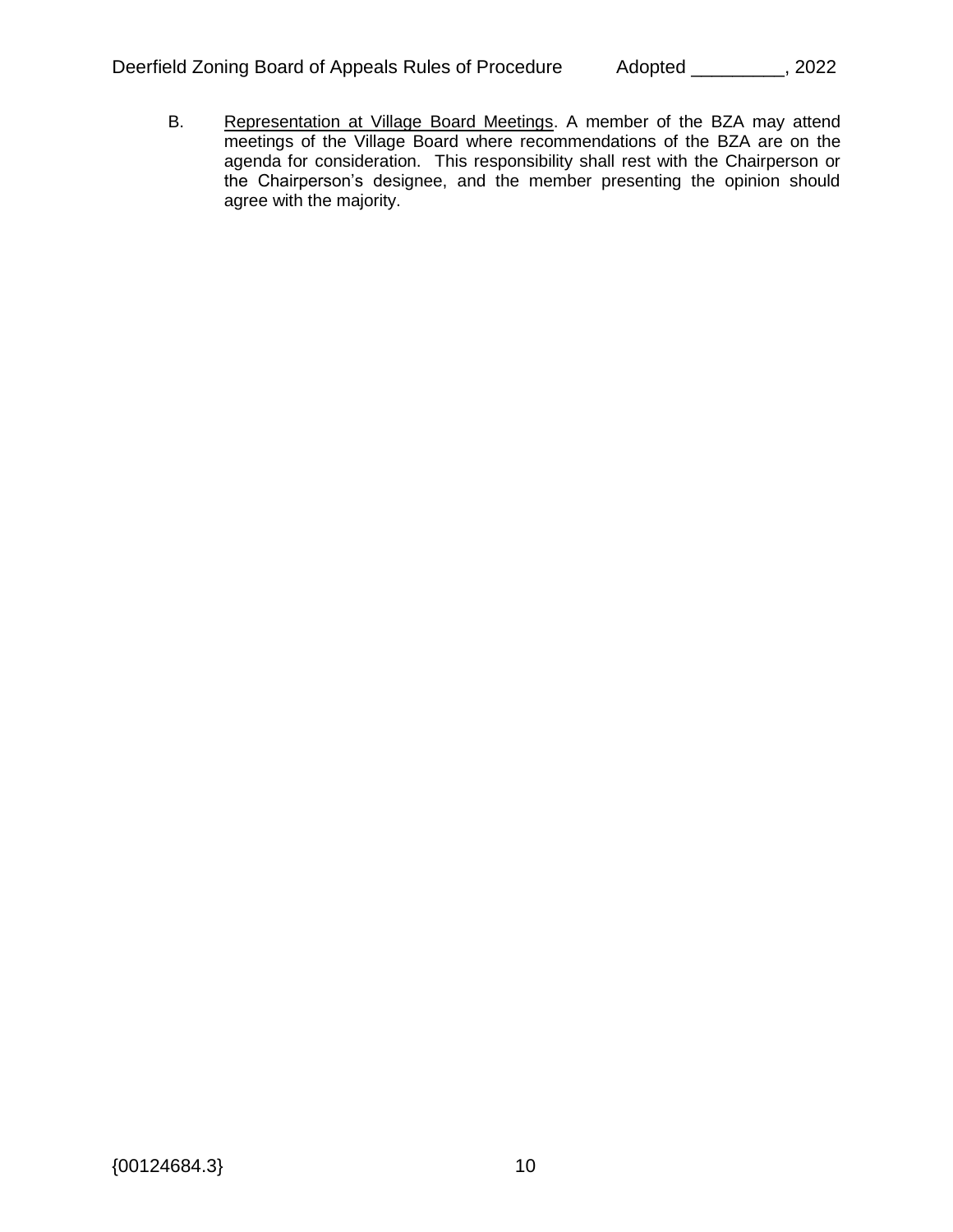B. <u>Representation at Village Board Meetings</u>. A member of the BZA may attend meetings of the Village Board where recommendations of the BZA are on the agenda for consideration. This responsibility shall rest with the Chairperson or the Chairperson's designee, and the member presenting the opinion should agree with the majority.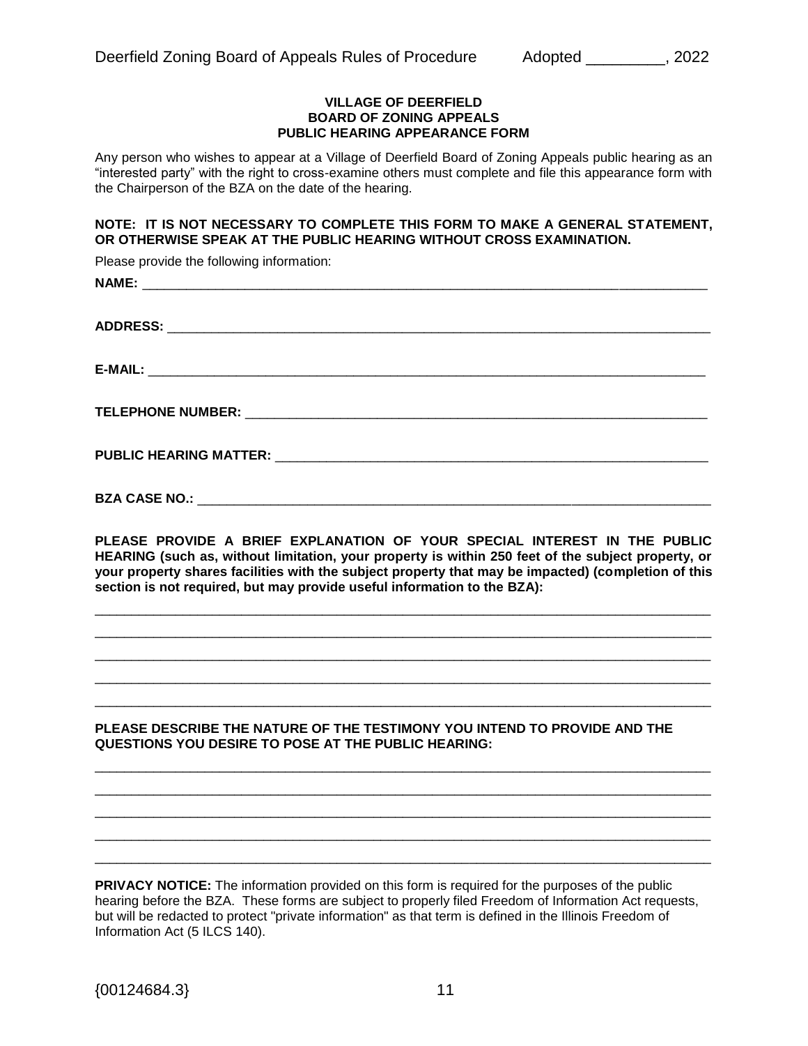**VILLAGE OF DEERFIELD**
**BOARD OF ZONING APPEALS**
**PUBLIC HEARING APPEARANCE FORM**

Any person who wishes to appear at a Village of Deerfield Board of Zoning Appeals public hearing as an "interested party" with the right to cross-examine others must complete and file this appearance form with the Chairperson of the BZA on the date of the hearing.

**NOTE: IT IS NOT NECESSARY TO COMPLETE THIS FORM TO MAKE A GENERAL STATEMENT, OR OTHERWISE SPEAK AT THE PUBLIC HEARING WITHOUT CROSS EXAMINATION.**

Please provide the following information:

**NAME:** ______________________________________________________________________

**ADDRESS:** ___________________________________________________________________

**E-MAIL:** _____________________________________________________________________

**TELEPHONE NUMBER:** _________________________________________________________

**PUBLIC HEARING MATTER:** _____________________________________________________

**BZA CASE NO.:** _______________________________________________________________

**PLEASE PROVIDE A BRIEF EXPLANATION OF YOUR SPECIAL INTEREST IN THE PUBLIC HEARING (such as, without limitation, your property is within 250 feet of the subject property, or your property shares facilities with the subject property that may be impacted) (completion of this section is not required, but may provide useful information to the BZA):**

___________________________________________________________________________________

___________________________________________________________________________________

___________________________________________________________________________________

___________________________________________________________________________________

___________________________________________________________________________________

**PLEASE DESCRIBE THE NATURE OF THE TESTIMONY YOU INTEND TO PROVIDE AND THE QUESTIONS YOU DESIRE TO POSE AT THE PUBLIC HEARING:**

___________________________________________________________________________________

___________________________________________________________________________________

___________________________________________________________________________________

___________________________________________________________________________________

___________________________________________________________________________________

**PRIVACY NOTICE:** The information provided on this form is required for the purposes of the public hearing before the BZA. These forms are subject to properly filed Freedom of Information Act requests, but will be redacted to protect "private information" as that term is defined in the Illinois Freedom of Information Act (5 ILCS 140).

{00124684.3}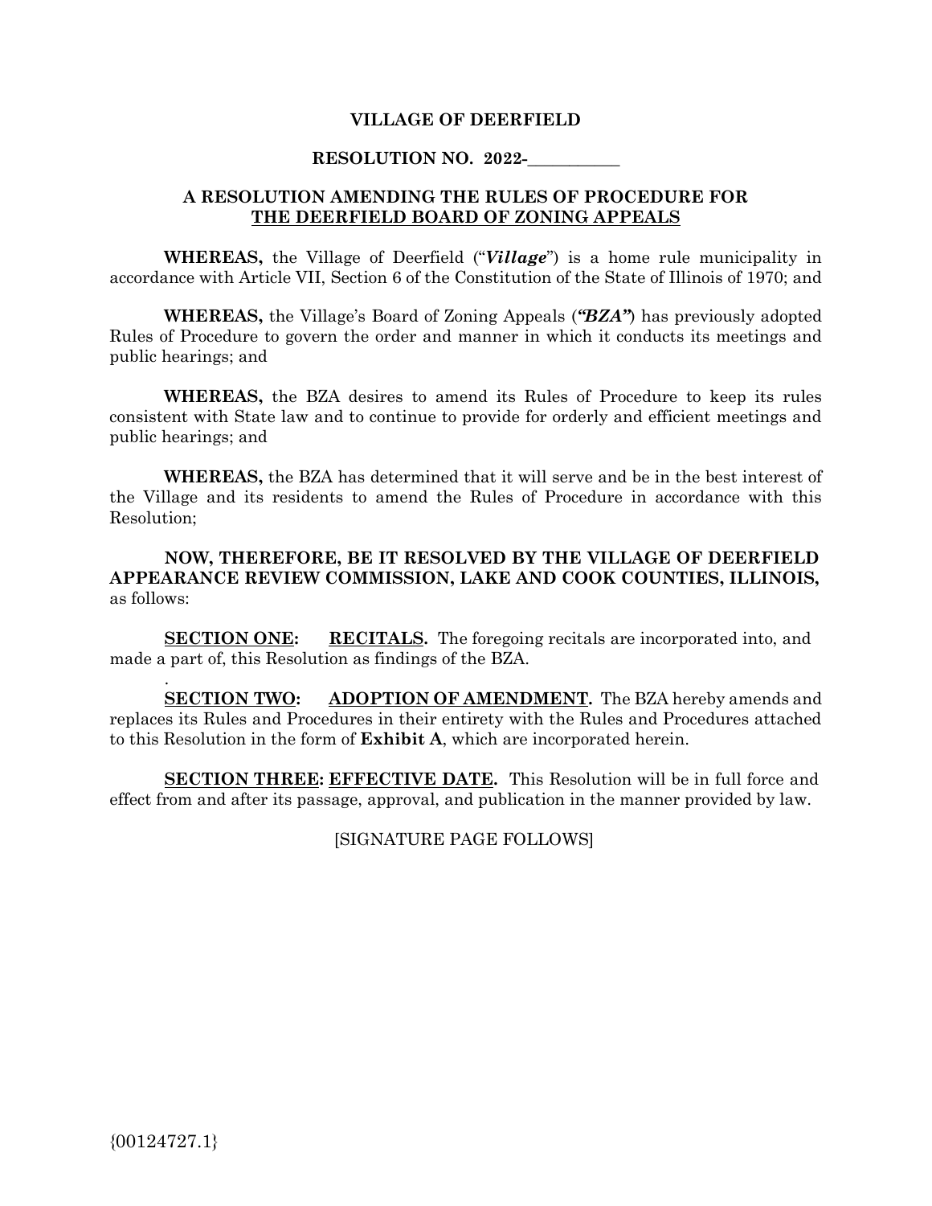**VILLAGE OF DEERFIELD**

**RESOLUTION NO. 2022-\_\_\_\_\_\_\_\_\_\_\_**

**A RESOLUTION AMENDING THE RULES OF PROCEDURE FOR THE DEERFIELD BOARD OF ZONING APPEALS**

**WHEREAS,** the Village of Deerfield ("***Village***") is a home rule municipality in accordance with Article VII, Section 6 of the Constitution of the State of Illinois of 1970; and

**WHEREAS,** the Village's Board of Zoning Appeals (***"BZA"***) has previously adopted Rules of Procedure to govern the order and manner in which it conducts its meetings and public hearings; and

**WHEREAS,** the BZA desires to amend its Rules of Procedure to keep its rules consistent with State law and to continue to provide for orderly and efficient meetings and public hearings; and

**WHEREAS,** the BZA has determined that it will serve and be in the best interest of the Village and its residents to amend the Rules of Procedure in accordance with this Resolution;

**NOW, THEREFORE, BE IT RESOLVED BY THE VILLAGE OF DEERFIELD APPEARANCE REVIEW COMMISSION, LAKE AND COOK COUNTIES, ILLINOIS,** as follows:

**SECTION ONE: RECITALS.** The foregoing recitals are incorporated into, and made a part of, this Resolution as findings of the BZA.

**SECTION TWO: ADOPTION OF AMENDMENT.** The BZA hereby amends and replaces its Rules and Procedures in their entirety with the Rules and Procedures attached to this Resolution in the form of **Exhibit A**, which are incorporated herein.

**SECTION THREE: EFFECTIVE DATE.** This Resolution will be in full force and effect from and after its passage, approval, and publication in the manner provided by law.

[SIGNATURE PAGE FOLLOWS]

{00124727.1}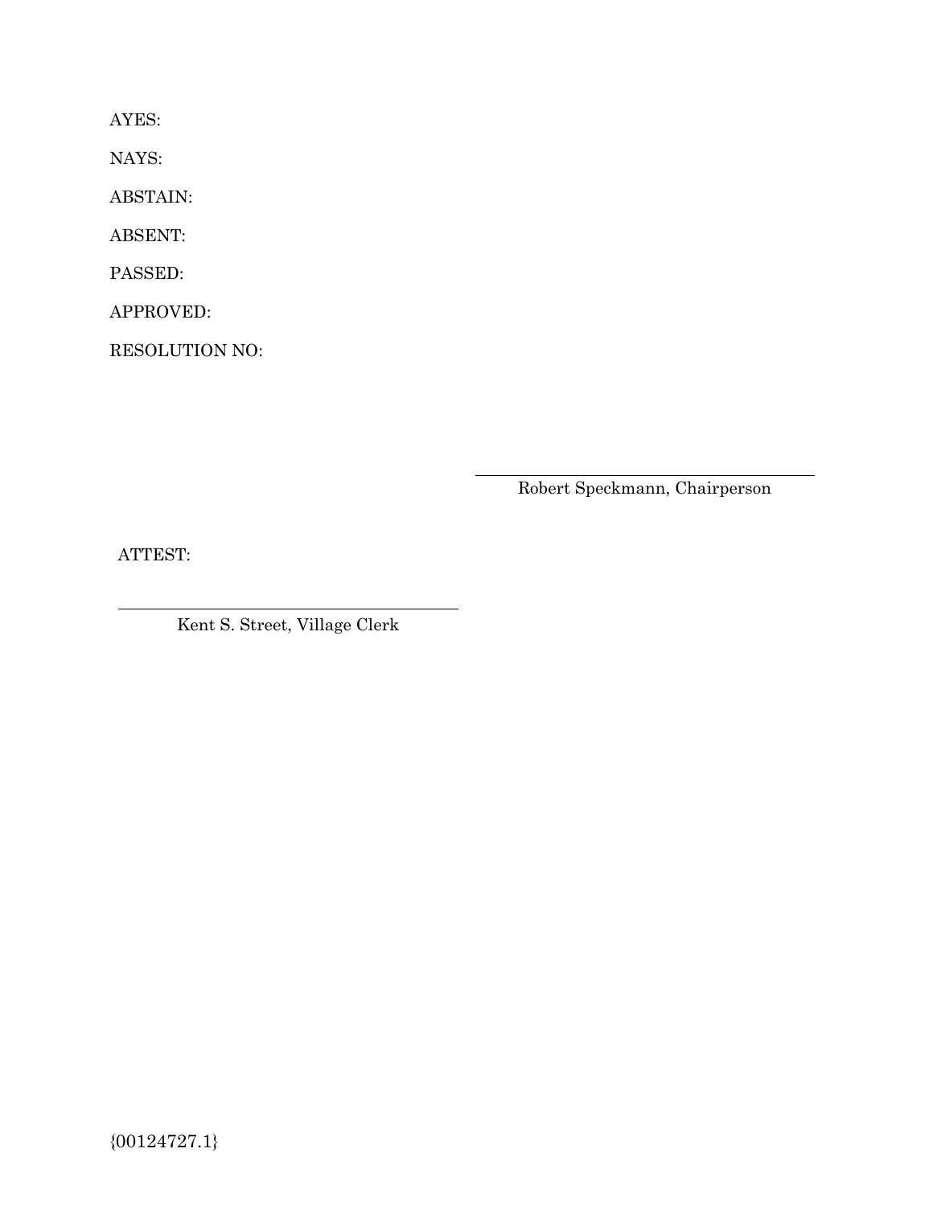AYES:

NAYS:

ABSTAIN:

ABSENT:

PASSED:

APPROVED:

RESOLUTION NO:

\_\_\_\_\_\_\_\_\_\_\_\_\_\_\_\_\_\_\_\_\_\_\_\_\_\_\_\_\_\_\_\_\_\_\_\_

Robert Speckmann, Chairperson

ATTEST:

\_\_\_\_\_\_\_\_\_\_\_\_\_\_\_\_\_\_\_\_\_\_\_\_\_\_\_\_\_\_\_\_\_\_\_\_

Kent S. Street, Village Clerk

{00124727.1}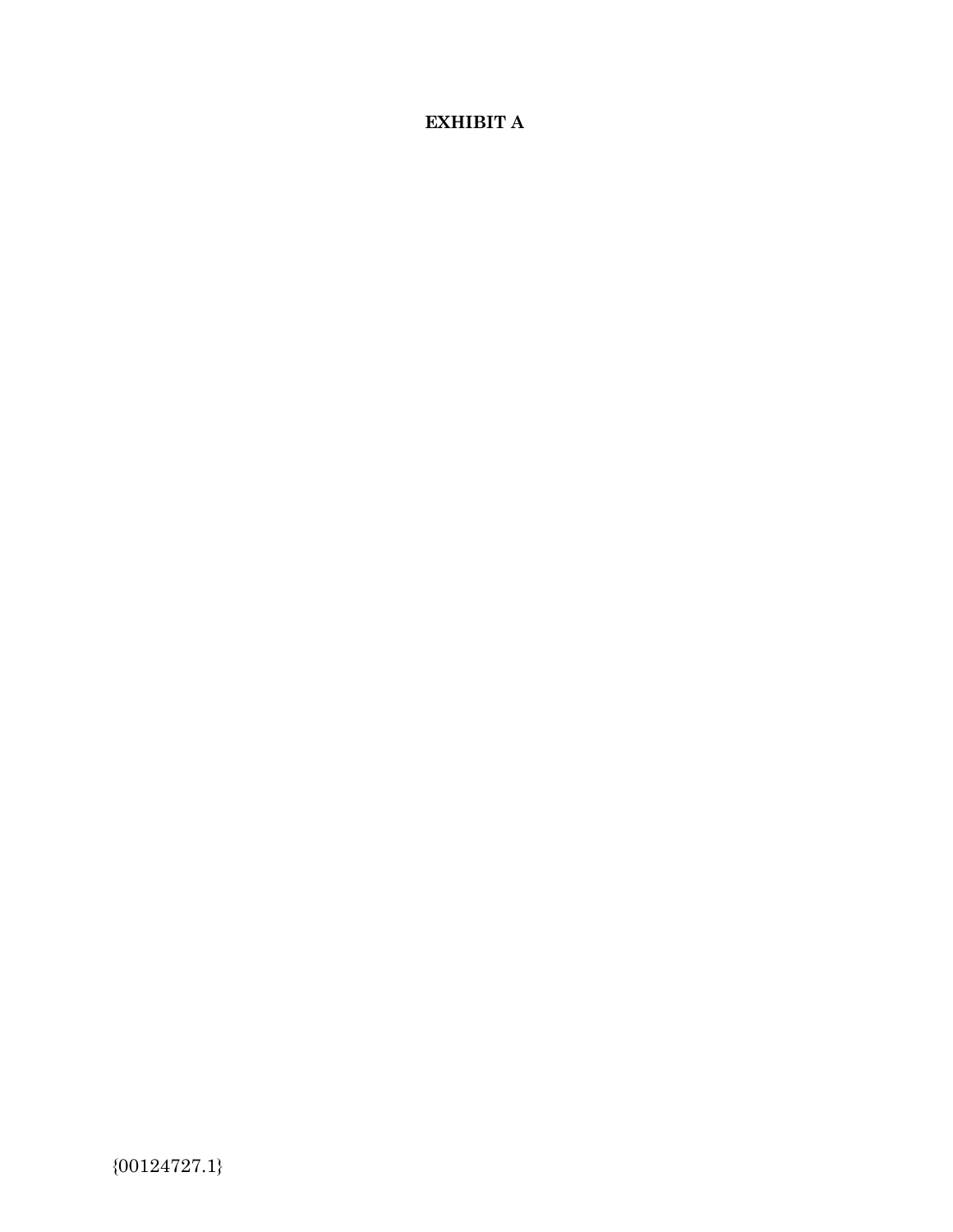**EXHIBIT A**

{00124727.1}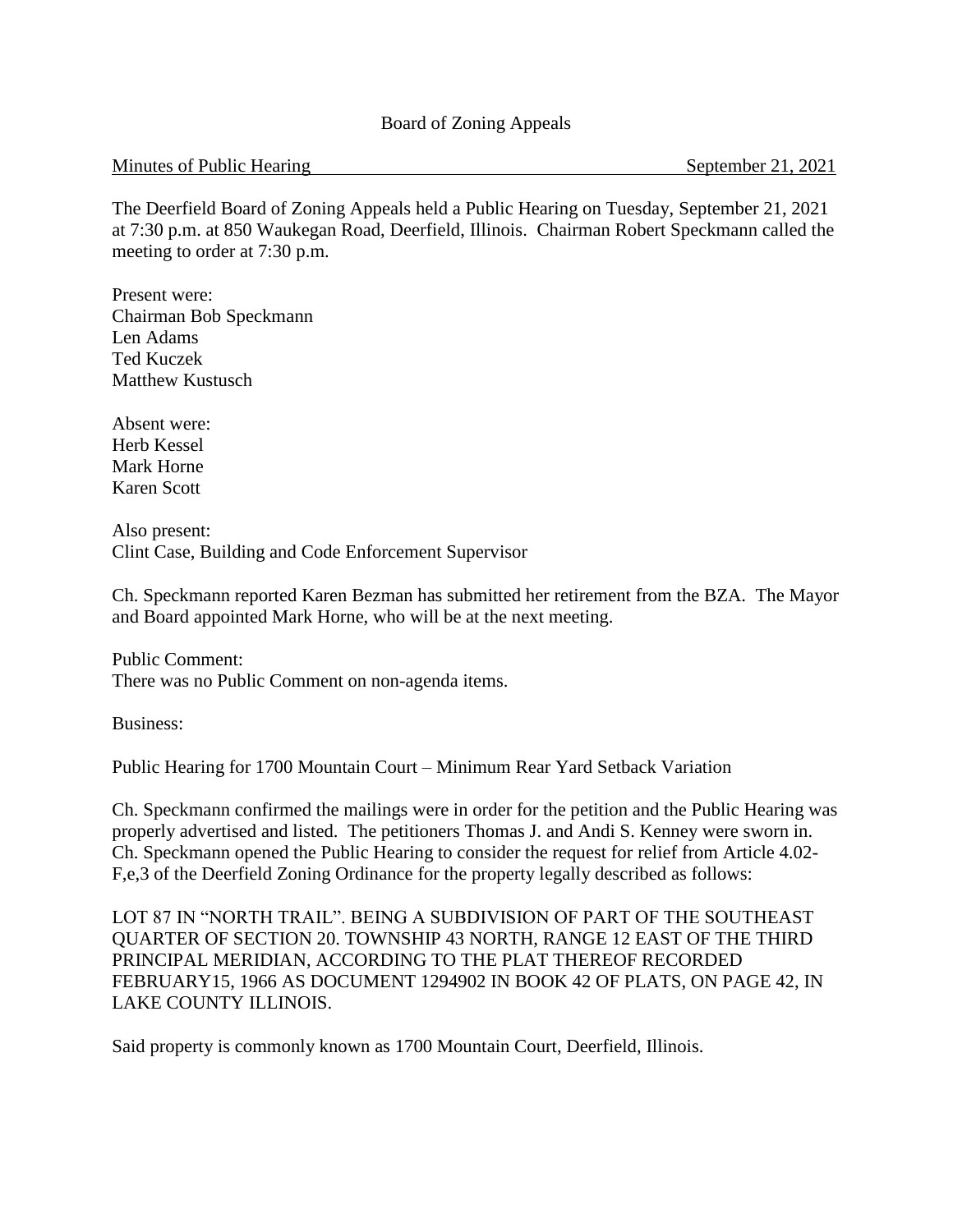Board of Zoning Appeals

Minutes of Public Hearing September 21, 2021

The Deerfield Board of Zoning Appeals held a Public Hearing on Tuesday, September 21, 2021 at 7:30 p.m. at 850 Waukegan Road, Deerfield, Illinois. Chairman Robert Speckmann called the meeting to order at 7:30 p.m.

Present were:
Chairman Bob Speckmann
Len Adams
Ted Kuczek
Matthew Kustusch

Absent were:
Herb Kessel
Mark Horne
Karen Scott

Also present:
Clint Case, Building and Code Enforcement Supervisor

Ch. Speckmann reported Karen Bezman has submitted her retirement from the BZA. The Mayor and Board appointed Mark Horne, who will be at the next meeting.

Public Comment:
There was no Public Comment on non-agenda items.

Business:

Public Hearing for 1700 Mountain Court – Minimum Rear Yard Setback Variation

Ch. Speckmann confirmed the mailings were in order for the petition and the Public Hearing was properly advertised and listed. The petitioners Thomas J. and Andi S. Kenney were sworn in. Ch. Speckmann opened the Public Hearing to consider the request for relief from Article 4.02-F,e,3 of the Deerfield Zoning Ordinance for the property legally described as follows:

LOT 87 IN "NORTH TRAIL". BEING A SUBDIVISION OF PART OF THE SOUTHEAST QUARTER OF SECTION 20. TOWNSHIP 43 NORTH, RANGE 12 EAST OF THE THIRD PRINCIPAL MERIDIAN, ACCORDING TO THE PLAT THEREOF RECORDED FEBRUARY15, 1966 AS DOCUMENT 1294902 IN BOOK 42 OF PLATS, ON PAGE 42, IN LAKE COUNTY ILLINOIS.

Said property is commonly known as 1700 Mountain Court, Deerfield, Illinois.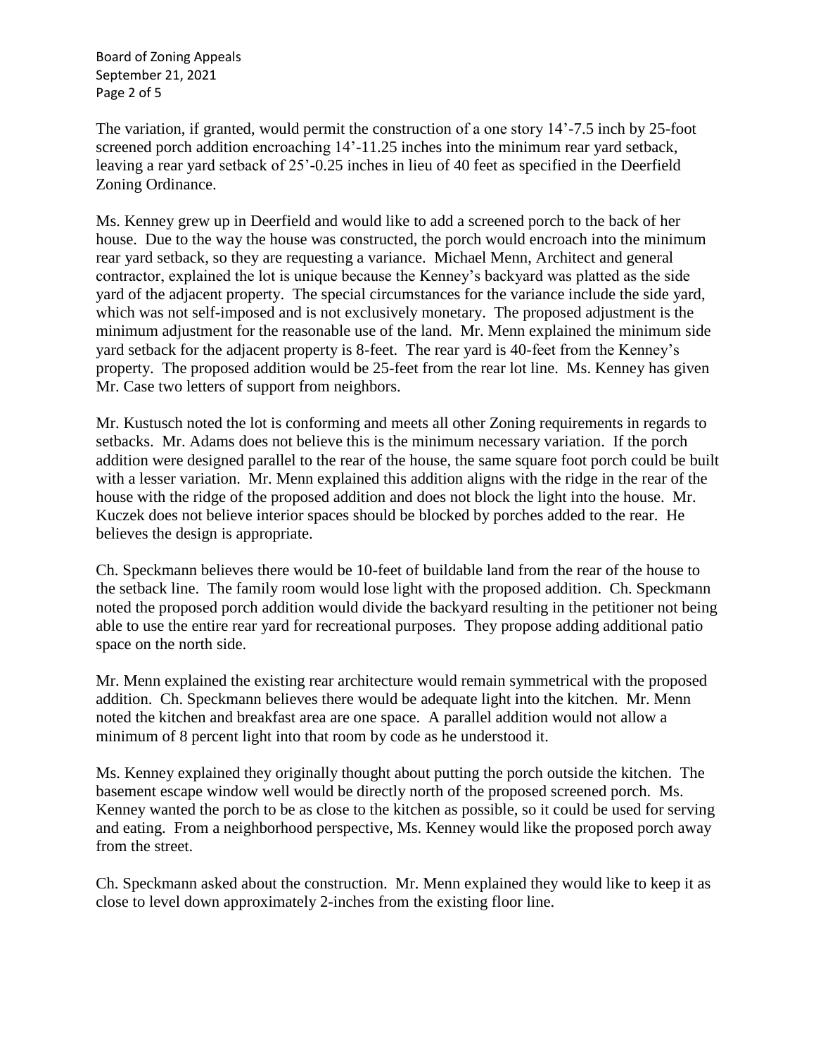The variation, if granted, would permit the construction of a one story 14'-7.5 inch by 25-foot screened porch addition encroaching 14'-11.25 inches into the minimum rear yard setback, leaving a rear yard setback of 25'-0.25 inches in lieu of 40 feet as specified in the Deerfield Zoning Ordinance.

Ms. Kenney grew up in Deerfield and would like to add a screened porch to the back of her house. Due to the way the house was constructed, the porch would encroach into the minimum rear yard setback, so they are requesting a variance. Michael Menn, Architect and general contractor, explained the lot is unique because the Kenney's backyard was platted as the side yard of the adjacent property. The special circumstances for the variance include the side yard, which was not self-imposed and is not exclusively monetary. The proposed adjustment is the minimum adjustment for the reasonable use of the land. Mr. Menn explained the minimum side yard setback for the adjacent property is 8-feet. The rear yard is 40-feet from the Kenney's property. The proposed addition would be 25-feet from the rear lot line. Ms. Kenney has given Mr. Case two letters of support from neighbors.

Mr. Kustusch noted the lot is conforming and meets all other Zoning requirements in regards to setbacks. Mr. Adams does not believe this is the minimum necessary variation. If the porch addition were designed parallel to the rear of the house, the same square foot porch could be built with a lesser variation. Mr. Menn explained this addition aligns with the ridge in the rear of the house with the ridge of the proposed addition and does not block the light into the house. Mr. Kuczek does not believe interior spaces should be blocked by porches added to the rear. He believes the design is appropriate.

Ch. Speckmann believes there would be 10-feet of buildable land from the rear of the house to the setback line. The family room would lose light with the proposed addition. Ch. Speckmann noted the proposed porch addition would divide the backyard resulting in the petitioner not being able to use the entire rear yard for recreational purposes. They propose adding additional patio space on the north side.

Mr. Menn explained the existing rear architecture would remain symmetrical with the proposed addition. Ch. Speckmann believes there would be adequate light into the kitchen. Mr. Menn noted the kitchen and breakfast area are one space. A parallel addition would not allow a minimum of 8 percent light into that room by code as he understood it.

Ms. Kenney explained they originally thought about putting the porch outside the kitchen. The basement escape window well would be directly north of the proposed screened porch. Ms. Kenney wanted the porch to be as close to the kitchen as possible, so it could be used for serving and eating. From a neighborhood perspective, Ms. Kenney would like the proposed porch away from the street.

Ch. Speckmann asked about the construction. Mr. Menn explained they would like to keep it as close to level down approximately 2-inches from the existing floor line.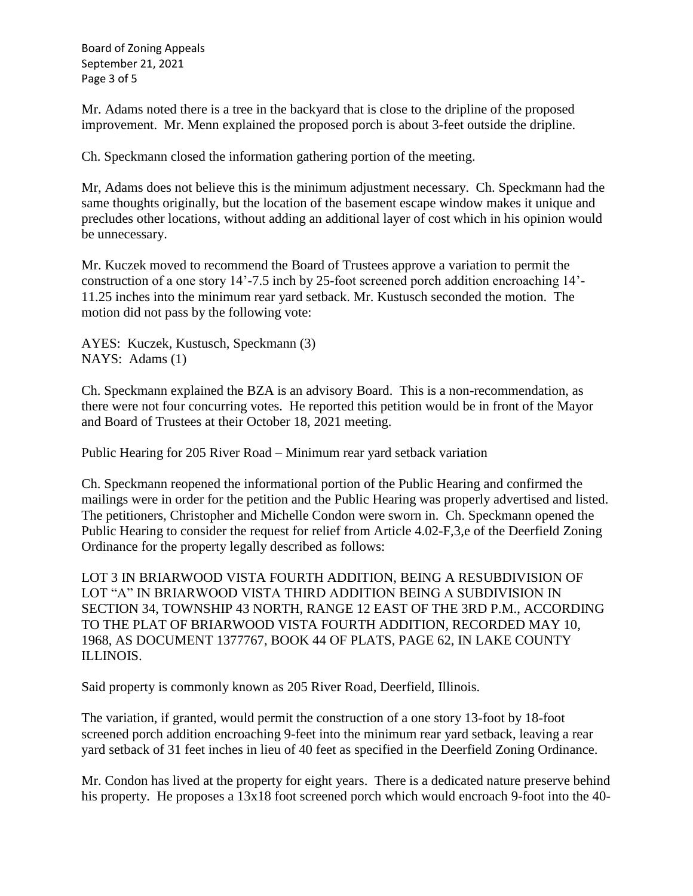Mr. Adams noted there is a tree in the backyard that is close to the dripline of the proposed improvement. Mr. Menn explained the proposed porch is about 3-feet outside the dripline.

Ch. Speckmann closed the information gathering portion of the meeting.

Mr, Adams does not believe this is the minimum adjustment necessary. Ch. Speckmann had the same thoughts originally, but the location of the basement escape window makes it unique and precludes other locations, without adding an additional layer of cost which in his opinion would be unnecessary.

Mr. Kuczek moved to recommend the Board of Trustees approve a variation to permit the construction of a one story 14'-7.5 inch by 25-foot screened porch addition encroaching 14'-11.25 inches into the minimum rear yard setback. Mr. Kustusch seconded the motion. The motion did not pass by the following vote:

AYES: Kuczek, Kustusch, Speckmann (3)
NAYS: Adams (1)

Ch. Speckmann explained the BZA is an advisory Board. This is a non-recommendation, as there were not four concurring votes. He reported this petition would be in front of the Mayor and Board of Trustees at their October 18, 2021 meeting.

Public Hearing for 205 River Road – Minimum rear yard setback variation

Ch. Speckmann reopened the informational portion of the Public Hearing and confirmed the mailings were in order for the petition and the Public Hearing was properly advertised and listed. The petitioners, Christopher and Michelle Condon were sworn in. Ch. Speckmann opened the Public Hearing to consider the request for relief from Article 4.02-F,3,e of the Deerfield Zoning Ordinance for the property legally described as follows:

LOT 3 IN BRIARWOOD VISTA FOURTH ADDITION, BEING A RESUBDIVISION OF LOT "A" IN BRIARWOOD VISTA THIRD ADDITION BEING A SUBDIVISION IN SECTION 34, TOWNSHIP 43 NORTH, RANGE 12 EAST OF THE 3RD P.M., ACCORDING TO THE PLAT OF BRIARWOOD VISTA FOURTH ADDITION, RECORDED MAY 10, 1968, AS DOCUMENT 1377767, BOOK 44 OF PLATS, PAGE 62, IN LAKE COUNTY ILLINOIS.

Said property is commonly known as 205 River Road, Deerfield, Illinois.

The variation, if granted, would permit the construction of a one story 13-foot by 18-foot screened porch addition encroaching 9-feet into the minimum rear yard setback, leaving a rear yard setback of 31 feet inches in lieu of 40 feet as specified in the Deerfield Zoning Ordinance.

Mr. Condon has lived at the property for eight years. There is a dedicated nature preserve behind his property. He proposes a 13x18 foot screened porch which would encroach 9-foot into the 40-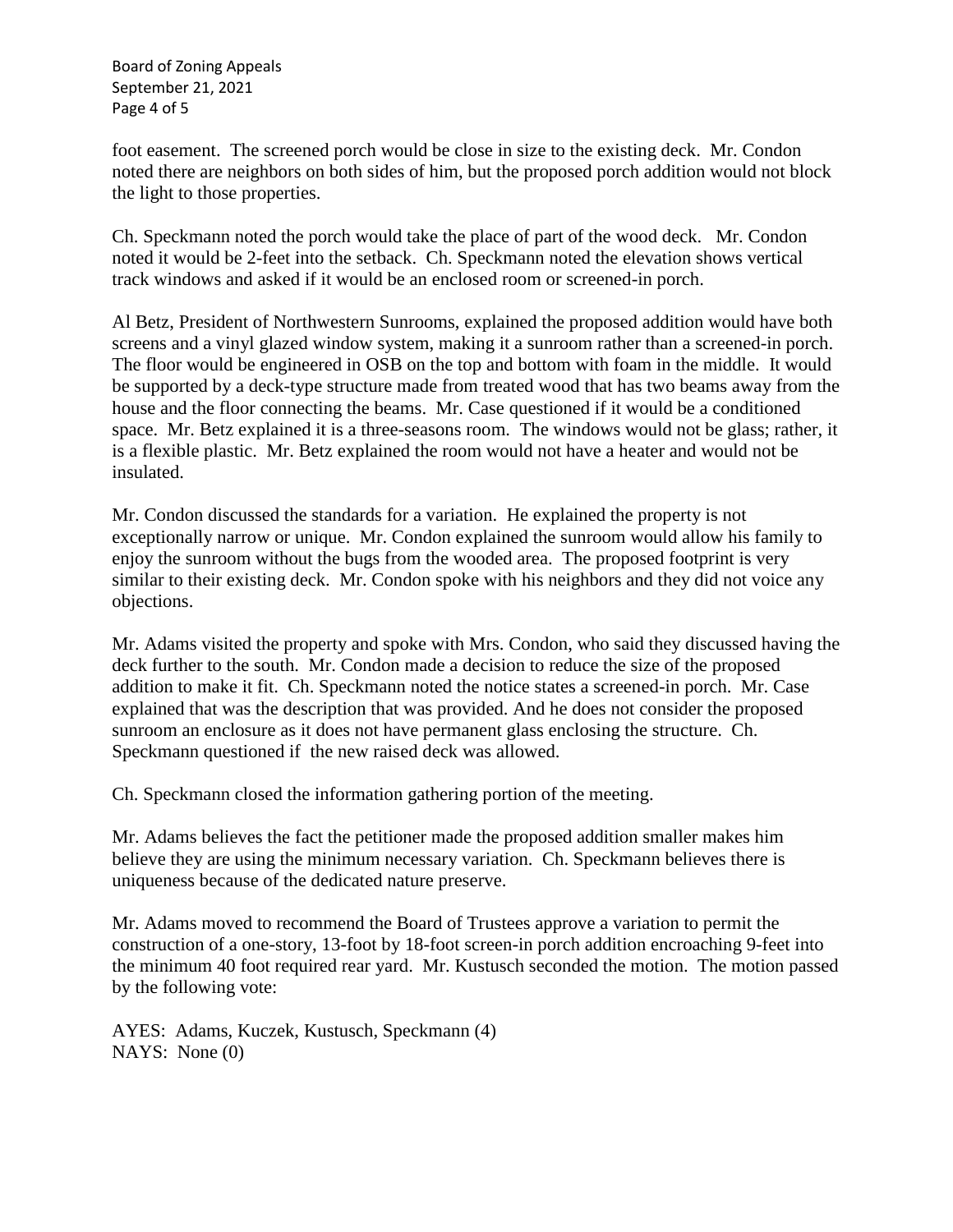foot easement. The screened porch would be close in size to the existing deck. Mr. Condon noted there are neighbors on both sides of him, but the proposed porch addition would not block the light to those properties.

Ch. Speckmann noted the porch would take the place of part of the wood deck. Mr. Condon noted it would be 2-feet into the setback. Ch. Speckmann noted the elevation shows vertical track windows and asked if it would be an enclosed room or screened-in porch.

Al Betz, President of Northwestern Sunrooms, explained the proposed addition would have both screens and a vinyl glazed window system, making it a sunroom rather than a screened-in porch. The floor would be engineered in OSB on the top and bottom with foam in the middle. It would be supported by a deck-type structure made from treated wood that has two beams away from the house and the floor connecting the beams. Mr. Case questioned if it would be a conditioned space. Mr. Betz explained it is a three-seasons room. The windows would not be glass; rather, it is a flexible plastic. Mr. Betz explained the room would not have a heater and would not be insulated.

Mr. Condon discussed the standards for a variation. He explained the property is not exceptionally narrow or unique. Mr. Condon explained the sunroom would allow his family to enjoy the sunroom without the bugs from the wooded area. The proposed footprint is very similar to their existing deck. Mr. Condon spoke with his neighbors and they did not voice any objections.

Mr. Adams visited the property and spoke with Mrs. Condon, who said they discussed having the deck further to the south. Mr. Condon made a decision to reduce the size of the proposed addition to make it fit. Ch. Speckmann noted the notice states a screened-in porch. Mr. Case explained that was the description that was provided. And he does not consider the proposed sunroom an enclosure as it does not have permanent glass enclosing the structure. Ch. Speckmann questioned if the new raised deck was allowed.

Ch. Speckmann closed the information gathering portion of the meeting.

Mr. Adams believes the fact the petitioner made the proposed addition smaller makes him believe they are using the minimum necessary variation. Ch. Speckmann believes there is uniqueness because of the dedicated nature preserve.

Mr. Adams moved to recommend the Board of Trustees approve a variation to permit the construction of a one-story, 13-foot by 18-foot screen-in porch addition encroaching 9-feet into the minimum 40 foot required rear yard. Mr. Kustusch seconded the motion. The motion passed by the following vote:

AYES: Adams, Kuczek, Kustusch, Speckmann (4)
NAYS: None (0)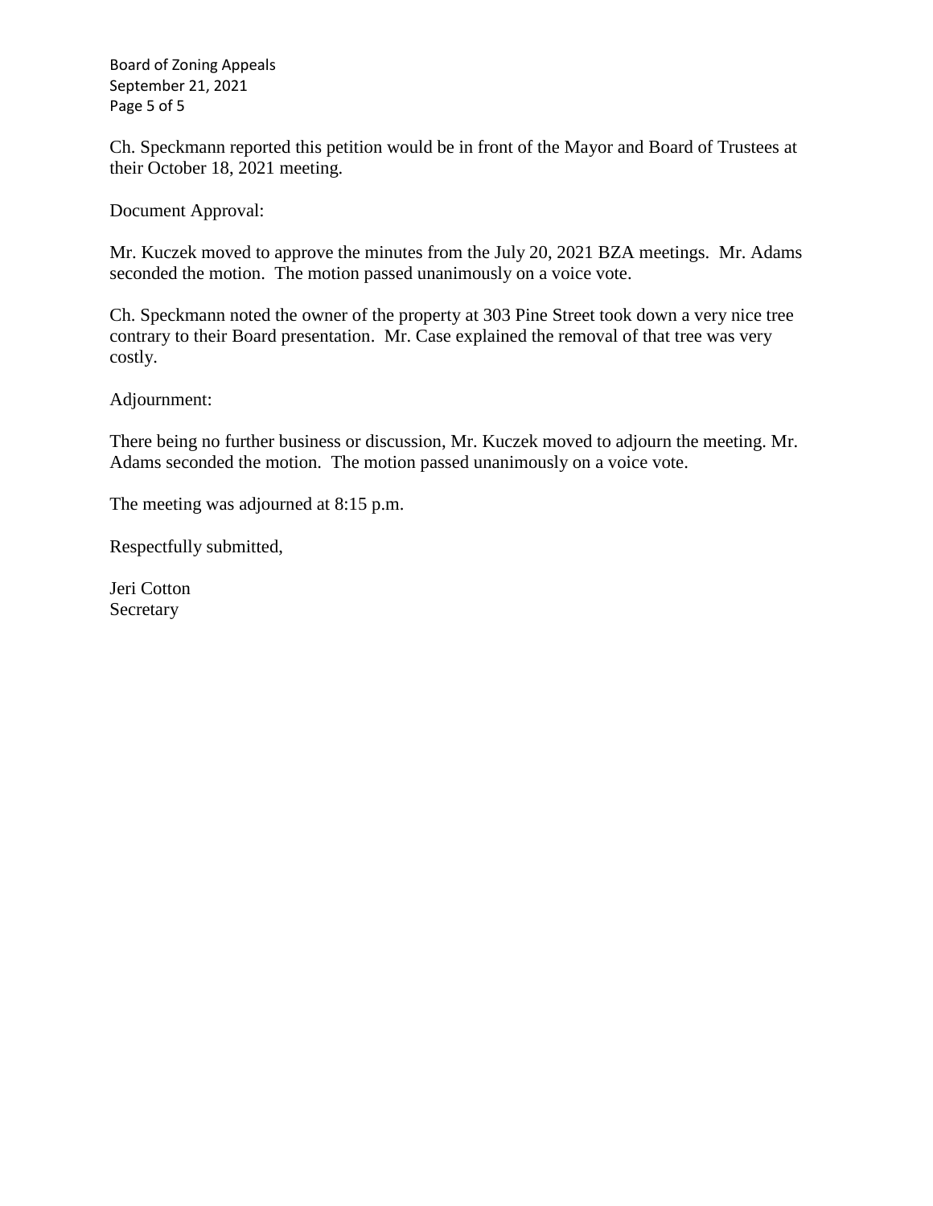Ch. Speckmann reported this petition would be in front of the Mayor and Board of Trustees at their October 18, 2021 meeting.

Document Approval:

Mr. Kuczek moved to approve the minutes from the July 20, 2021 BZA meetings. Mr. Adams seconded the motion. The motion passed unanimously on a voice vote.

Ch. Speckmann noted the owner of the property at 303 Pine Street took down a very nice tree contrary to their Board presentation. Mr. Case explained the removal of that tree was very costly.

Adjournment:

There being no further business or discussion, Mr. Kuczek moved to adjourn the meeting. Mr. Adams seconded the motion. The motion passed unanimously on a voice vote.

The meeting was adjourned at 8:15 p.m.

Respectfully submitted,

Jeri Cotton
Secretary